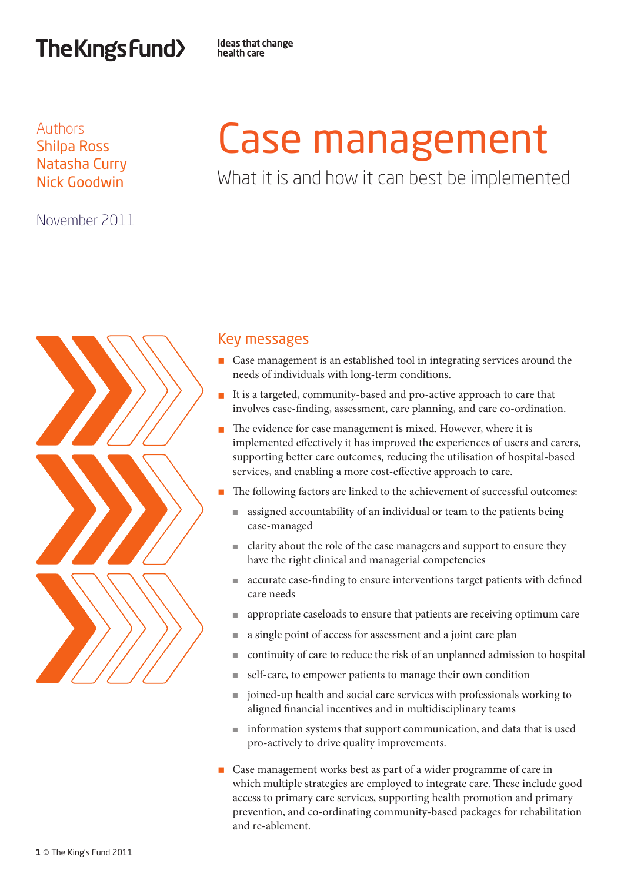The King's Fund — Ideas that change health care

Authors
Shilpa Ross
Natasha Curry
Nick Goodwin

November 2011

# Case management

## What it is and how it can best be implemented

### Key messages

- Case management is an established tool in integrating services around the needs of individuals with long-term conditions.
- It is a targeted, community-based and pro-active approach to care that involves case-finding, assessment, care planning, and care co-ordination.
- The evidence for case management is mixed. However, where it is implemented effectively it has improved the experiences of users and carers, supporting better care outcomes, reducing the utilisation of hospital-based services, and enabling a more cost-effective approach to care.
- The following factors are linked to the achievement of successful outcomes:
  - assigned accountability of an individual or team to the patients being case-managed
  - clarity about the role of the case managers and support to ensure they have the right clinical and managerial competencies
  - accurate case-finding to ensure interventions target patients with defined care needs
  - appropriate caseloads to ensure that patients are receiving optimum care
  - a single point of access for assessment and a joint care plan
  - continuity of care to reduce the risk of an unplanned admission to hospital
  - self-care, to empower patients to manage their own condition
  - joined-up health and social care services with professionals working to aligned financial incentives and in multidisciplinary teams
  - information systems that support communication, and data that is used pro-actively to drive quality improvements.
- Case management works best as part of a wider programme of care in which multiple strategies are employed to integrate care. These include good access to primary care services, supporting health promotion and primary prevention, and co-ordinating community-based packages for rehabilitation and re-ablement.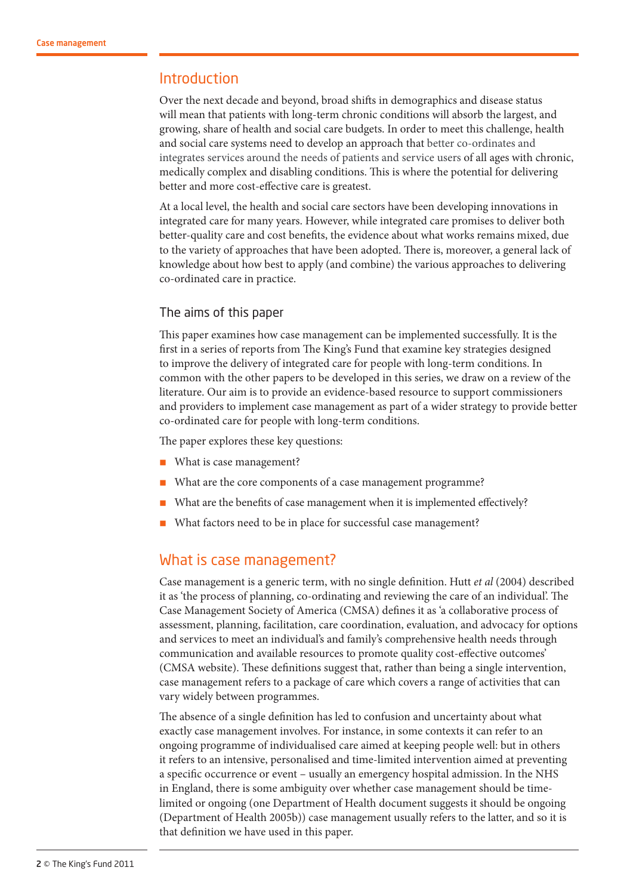## Introduction

Over the next decade and beyond, broad shifts in demographics and disease status will mean that patients with long-term chronic conditions will absorb the largest, and growing, share of health and social care budgets. In order to meet this challenge, health and social care systems need to develop an approach that better co-ordinates and integrates services around the needs of patients and service users of all ages with chronic, medically complex and disabling conditions. This is where the potential for delivering better and more cost-effective care is greatest.

At a local level, the health and social care sectors have been developing innovations in integrated care for many years. However, while integrated care promises to deliver both better-quality care and cost benefits, the evidence about what works remains mixed, due to the variety of approaches that have been adopted. There is, moreover, a general lack of knowledge about how best to apply (and combine) the various approaches to delivering co-ordinated care in practice.

### The aims of this paper

This paper examines how case management can be implemented successfully. It is the first in a series of reports from The King's Fund that examine key strategies designed to improve the delivery of integrated care for people with long-term conditions. In common with the other papers to be developed in this series, we draw on a review of the literature. Our aim is to provide an evidence-based resource to support commissioners and providers to implement case management as part of a wider strategy to provide better co-ordinated care for people with long-term conditions.

The paper explores these key questions:

- What is case management?
- What are the core components of a case management programme?
- What are the benefits of case management when it is implemented effectively?
- What factors need to be in place for successful case management?

## What is case management?

Case management is a generic term, with no single definition. Hutt *et al* (2004) described it as 'the process of planning, co-ordinating and reviewing the care of an individual'. The Case Management Society of America (CMSA) defines it as 'a collaborative process of assessment, planning, facilitation, care coordination, evaluation, and advocacy for options and services to meet an individual's and family's comprehensive health needs through communication and available resources to promote quality cost-effective outcomes' (CMSA website). These definitions suggest that, rather than being a single intervention, case management refers to a package of care which covers a range of activities that can vary widely between programmes.

The absence of a single definition has led to confusion and uncertainty about what exactly case management involves. For instance, in some contexts it can refer to an ongoing programme of individualised care aimed at keeping people well: but in others it refers to an intensive, personalised and time-limited intervention aimed at preventing a specific occurrence or event – usually an emergency hospital admission. In the NHS in England, there is some ambiguity over whether case management should be time-limited or ongoing (one Department of Health document suggests it should be ongoing (Department of Health 2005b)) case management usually refers to the latter, and so it is that definition we have used in this paper.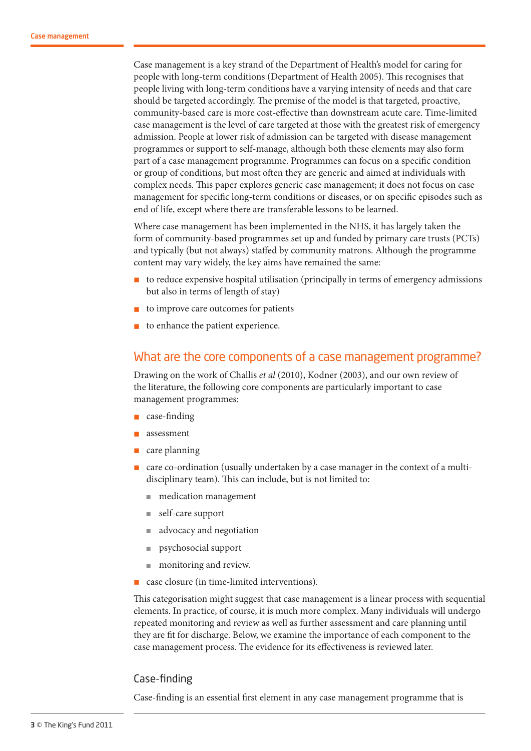Case management is a key strand of the Department of Health's model for caring for people with long-term conditions (Department of Health 2005). This recognises that people living with long-term conditions have a varying intensity of needs and that care should be targeted accordingly. The premise of the model is that targeted, proactive, community-based care is more cost-effective than downstream acute care. Time-limited case management is the level of care targeted at those with the greatest risk of emergency admission. People at lower risk of admission can be targeted with disease management programmes or support to self-manage, although both these elements may also form part of a case management programme. Programmes can focus on a specific condition or group of conditions, but most often they are generic and aimed at individuals with complex needs. This paper explores generic case management; it does not focus on case management for specific long-term conditions or diseases, or on specific episodes such as end of life, except where there are transferable lessons to be learned.

Where case management has been implemented in the NHS, it has largely taken the form of community-based programmes set up and funded by primary care trusts (PCTs) and typically (but not always) staffed by community matrons. Although the programme content may vary widely, the key aims have remained the same:

- to reduce expensive hospital utilisation (principally in terms of emergency admissions but also in terms of length of stay)
- to improve care outcomes for patients
- to enhance the patient experience.

## What are the core components of a case management programme?

Drawing on the work of Challis *et al* (2010), Kodner (2003), and our own review of the literature, the following core components are particularly important to case management programmes:

- case-finding
- assessment
- care planning
- care co-ordination (usually undertaken by a case manager in the context of a multi-disciplinary team). This can include, but is not limited to:
  - medication management
  - self-care support
  - advocacy and negotiation
  - psychosocial support
  - monitoring and review.
- case closure (in time-limited interventions).

This categorisation might suggest that case management is a linear process with sequential elements. In practice, of course, it is much more complex. Many individuals will undergo repeated monitoring and review as well as further assessment and care planning until they are fit for discharge. Below, we examine the importance of each component to the case management process. The evidence for its effectiveness is reviewed later.

### Case-finding

Case-finding is an essential first element in any case management programme that is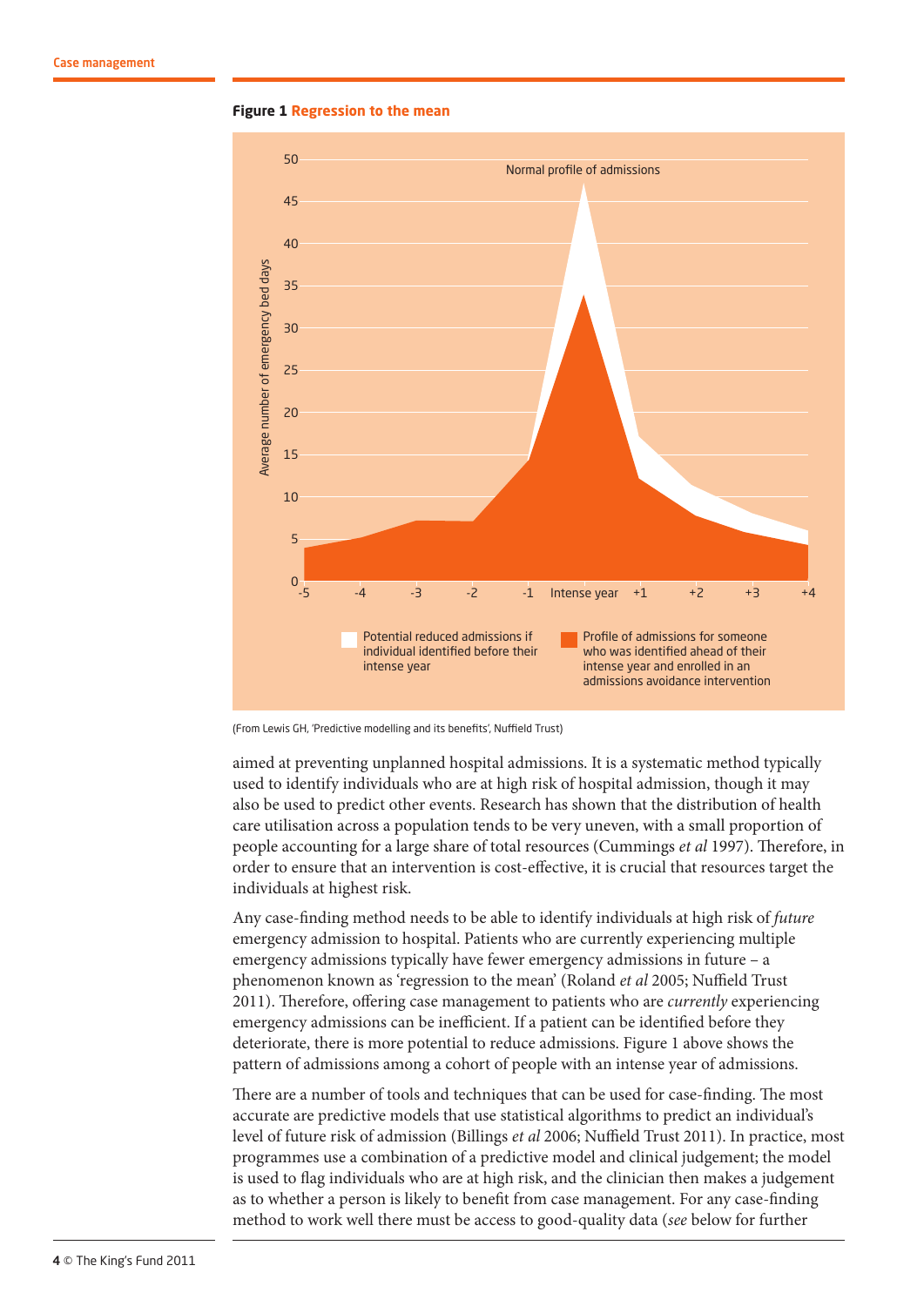**Figure 1 Regression to the mean**

(From Lewis GH, 'Predictive modelling and its benefits', Nuffield Trust)

aimed at preventing unplanned hospital admissions. It is a systematic method typically used to identify individuals who are at high risk of hospital admission, though it may also be used to predict other events. Research has shown that the distribution of health care utilisation across a population tends to be very uneven, with a small proportion of people accounting for a large share of total resources (Cummings *et al* 1997). Therefore, in order to ensure that an intervention is cost-effective, it is crucial that resources target the individuals at highest risk.

Any case-finding method needs to be able to identify individuals at high risk of *future* emergency admission to hospital. Patients who are currently experiencing multiple emergency admissions typically have fewer emergency admissions in future – a phenomenon known as 'regression to the mean' (Roland *et al* 2005; Nuffield Trust 2011). Therefore, offering case management to patients who are *currently* experiencing emergency admissions can be inefficient. If a patient can be identified before they deteriorate, there is more potential to reduce admissions. Figure 1 above shows the pattern of admissions among a cohort of people with an intense year of admissions.

There are a number of tools and techniques that can be used for case-finding. The most accurate are predictive models that use statistical algorithms to predict an individual's level of future risk of admission (Billings *et al* 2006; Nuffield Trust 2011). In practice, most programmes use a combination of a predictive model and clinical judgement; the model is used to flag individuals who are at high risk, and the clinician then makes a judgement as to whether a person is likely to benefit from case management. For any case-finding method to work well there must be access to good-quality data (*see* below for further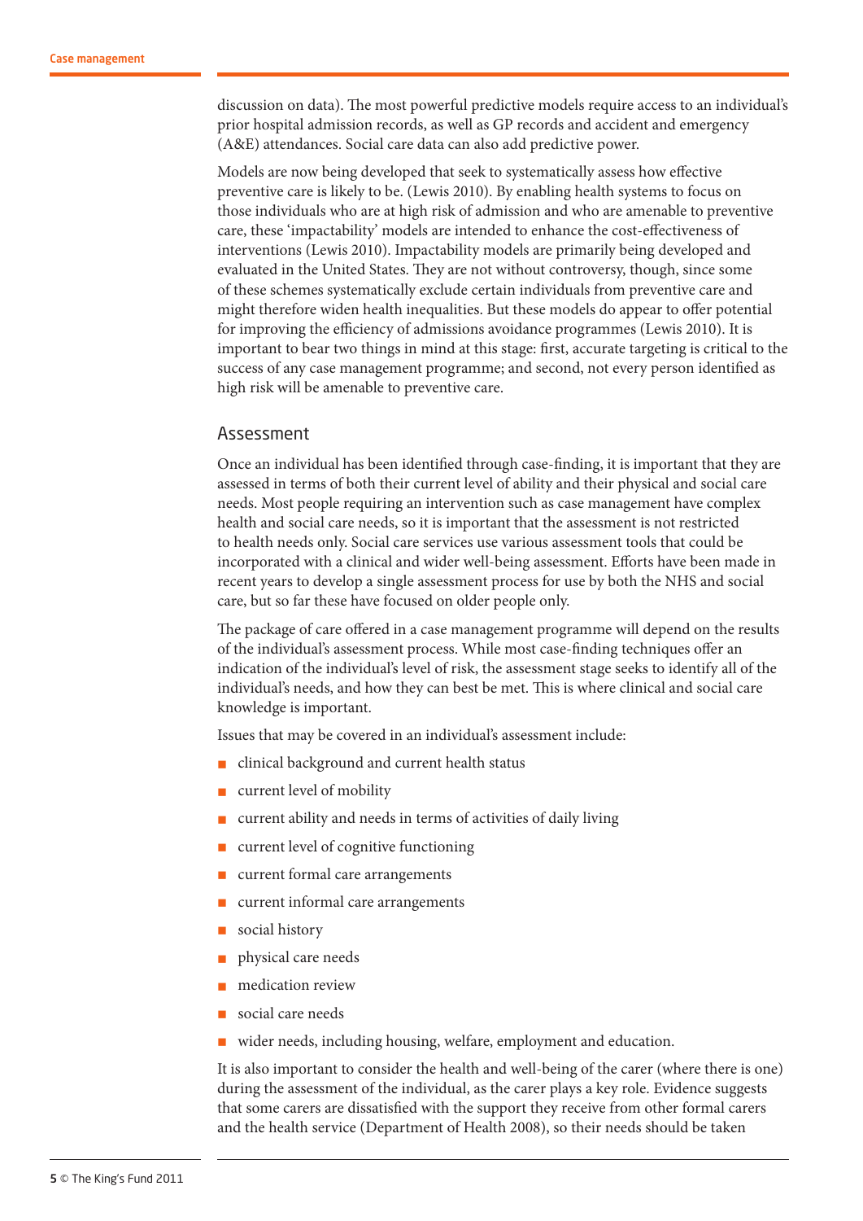discussion on data). The most powerful predictive models require access to an individual's prior hospital admission records, as well as GP records and accident and emergency (A&E) attendances. Social care data can also add predictive power.

Models are now being developed that seek to systematically assess how effective preventive care is likely to be. (Lewis 2010). By enabling health systems to focus on those individuals who are at high risk of admission and who are amenable to preventive care, these 'impactability' models are intended to enhance the cost-effectiveness of interventions (Lewis 2010). Impactability models are primarily being developed and evaluated in the United States. They are not without controversy, though, since some of these schemes systematically exclude certain individuals from preventive care and might therefore widen health inequalities. But these models do appear to offer potential for improving the efficiency of admissions avoidance programmes (Lewis 2010). It is important to bear two things in mind at this stage: first, accurate targeting is critical to the success of any case management programme; and second, not every person identified as high risk will be amenable to preventive care.

## Assessment

Once an individual has been identified through case-finding, it is important that they are assessed in terms of both their current level of ability and their physical and social care needs. Most people requiring an intervention such as case management have complex health and social care needs, so it is important that the assessment is not restricted to health needs only. Social care services use various assessment tools that could be incorporated with a clinical and wider well-being assessment. Efforts have been made in recent years to develop a single assessment process for use by both the NHS and social care, but so far these have focused on older people only.

The package of care offered in a case management programme will depend on the results of the individual's assessment process. While most case-finding techniques offer an indication of the individual's level of risk, the assessment stage seeks to identify all of the individual's needs, and how they can best be met. This is where clinical and social care knowledge is important.

Issues that may be covered in an individual's assessment include:

- clinical background and current health status
- current level of mobility
- current ability and needs in terms of activities of daily living
- current level of cognitive functioning
- current formal care arrangements
- current informal care arrangements
- social history
- physical care needs
- medication review
- social care needs
- wider needs, including housing, welfare, employment and education.

It is also important to consider the health and well-being of the carer (where there is one) during the assessment of the individual, as the carer plays a key role. Evidence suggests that some carers are dissatisfied with the support they receive from other formal carers and the health service (Department of Health 2008), so their needs should be taken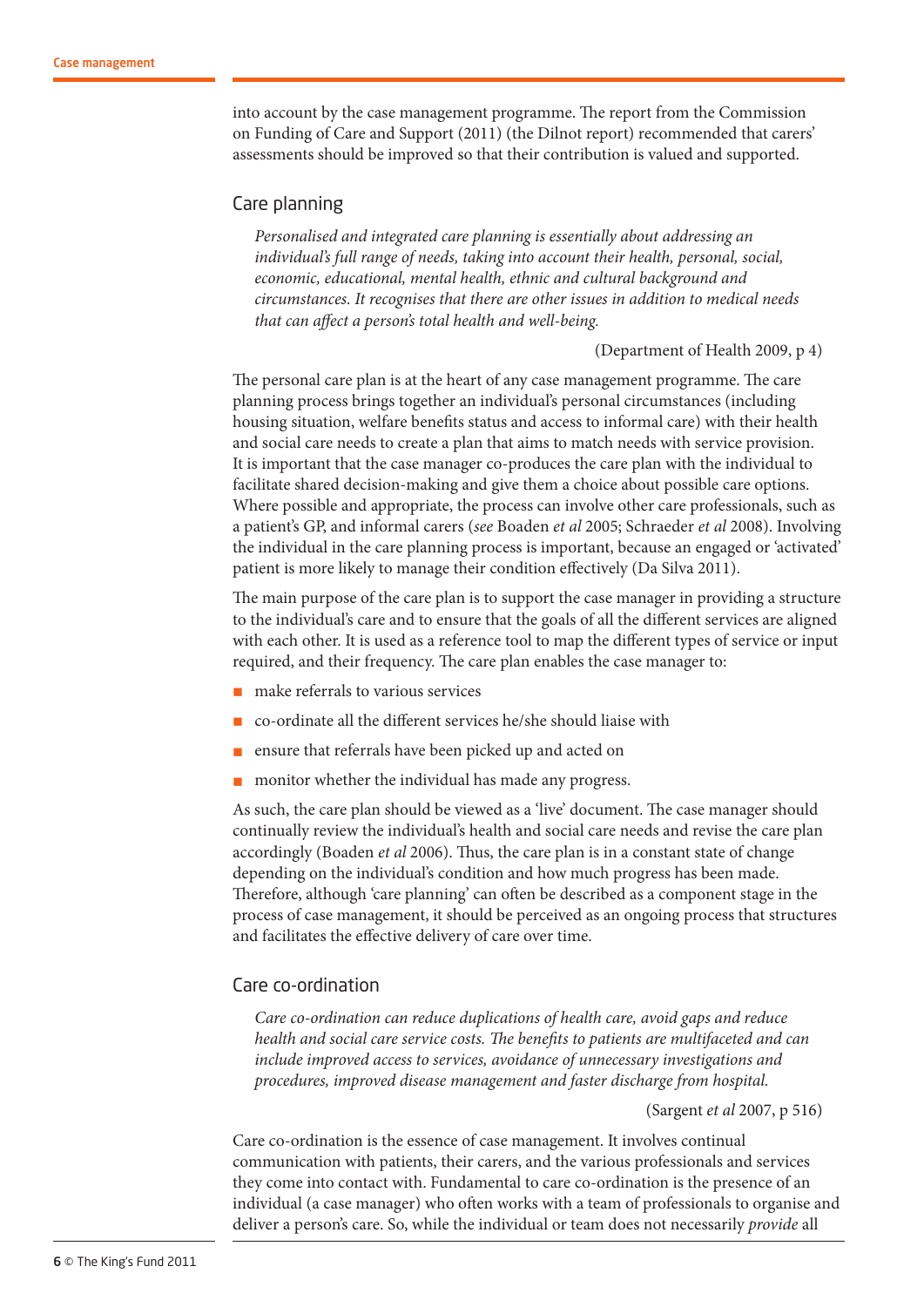into account by the case management programme. The report from the Commission on Funding of Care and Support (2011) (the Dilnot report) recommended that carers' assessments should be improved so that their contribution is valued and supported.

## Care planning

> *Personalised and integrated care planning is essentially about addressing an individual's full range of needs, taking into account their health, personal, social, economic, educational, mental health, ethnic and cultural background and circumstances. It recognises that there are other issues in addition to medical needs that can affect a person's total health and well-being.*
>
> (Department of Health 2009, p 4)

The personal care plan is at the heart of any case management programme. The care planning process brings together an individual's personal circumstances (including housing situation, welfare benefits status and access to informal care) with their health and social care needs to create a plan that aims to match needs with service provision. It is important that the case manager co-produces the care plan with the individual to facilitate shared decision-making and give them a choice about possible care options. Where possible and appropriate, the process can involve other care professionals, such as a patient's GP, and informal carers (*see* Boaden *et al* 2005; Schraeder *et al* 2008). Involving the individual in the care planning process is important, because an engaged or 'activated' patient is more likely to manage their condition effectively (Da Silva 2011).

The main purpose of the care plan is to support the case manager in providing a structure to the individual's care and to ensure that the goals of all the different services are aligned with each other. It is used as a reference tool to map the different types of service or input required, and their frequency. The care plan enables the case manager to:

- make referrals to various services
- co-ordinate all the different services he/she should liaise with
- ensure that referrals have been picked up and acted on
- monitor whether the individual has made any progress.

As such, the care plan should be viewed as a 'live' document. The case manager should continually review the individual's health and social care needs and revise the care plan accordingly (Boaden *et al* 2006). Thus, the care plan is in a constant state of change depending on the individual's condition and how much progress has been made. Therefore, although 'care planning' can often be described as a component stage in the process of case management, it should be perceived as an ongoing process that structures and facilitates the effective delivery of care over time.

## Care co-ordination

> *Care co-ordination can reduce duplications of health care, avoid gaps and reduce health and social care service costs. The benefits to patients are multifaceted and can include improved access to services, avoidance of unnecessary investigations and procedures, improved disease management and faster discharge from hospital.*
>
> (Sargent *et al* 2007, p 516)

Care co-ordination is the essence of case management. It involves continual communication with patients, their carers, and the various professionals and services they come into contact with. Fundamental to care co-ordination is the presence of an individual (a case manager) who often works with a team of professionals to organise and deliver a person's care. So, while the individual or team does not necessarily *provide* all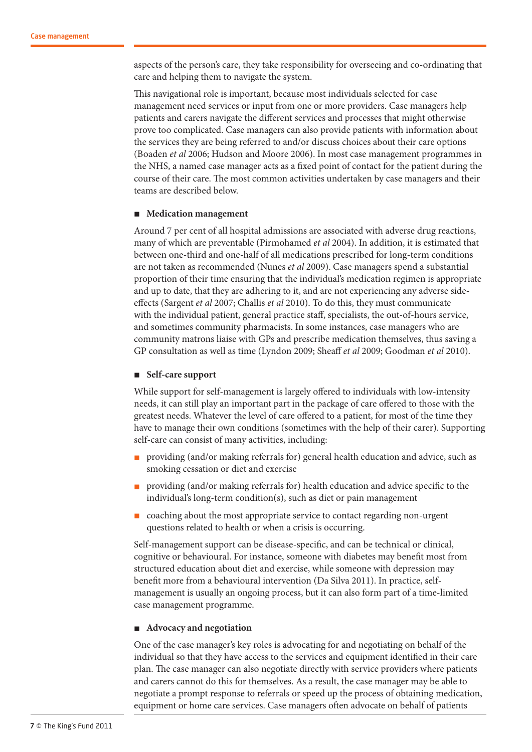aspects of the person's care, they take responsibility for overseeing and co-ordinating that care and helping them to navigate the system.

This navigational role is important, because most individuals selected for case management need services or input from one or more providers. Case managers help patients and carers navigate the different services and processes that might otherwise prove too complicated. Case managers can also provide patients with information about the services they are being referred to and/or discuss choices about their care options (Boaden *et al* 2006; Hudson and Moore 2006). In most case management programmes in the NHS, a named case manager acts as a fixed point of contact for the patient during the course of their care. The most common activities undertaken by case managers and their teams are described below.

- **Medication management**

Around 7 per cent of all hospital admissions are associated with adverse drug reactions, many of which are preventable (Pirmohamed *et al* 2004). In addition, it is estimated that between one-third and one-half of all medications prescribed for long-term conditions are not taken as recommended (Nunes *et al* 2009). Case managers spend a substantial proportion of their time ensuring that the individual's medication regimen is appropriate and up to date, that they are adhering to it, and are not experiencing any adverse side-effects (Sargent *et al* 2007; Challis *et al* 2010). To do this, they must communicate with the individual patient, general practice staff, specialists, the out-of-hours service, and sometimes community pharmacists. In some instances, case managers who are community matrons liaise with GPs and prescribe medication themselves, thus saving a GP consultation as well as time (Lyndon 2009; Sheaff *et al* 2009; Goodman *et al* 2010).

- **Self-care support**

While support for self-management is largely offered to individuals with low-intensity needs, it can still play an important part in the package of care offered to those with the greatest needs. Whatever the level of care offered to a patient, for most of the time they have to manage their own conditions (sometimes with the help of their carer). Supporting self-care can consist of many activities, including:

- providing (and/or making referrals for) general health education and advice, such as smoking cessation or diet and exercise
- providing (and/or making referrals for) health education and advice specific to the individual's long-term condition(s), such as diet or pain management
- coaching about the most appropriate service to contact regarding non-urgent questions related to health or when a crisis is occurring.

Self-management support can be disease-specific, and can be technical or clinical, cognitive or behavioural. For instance, someone with diabetes may benefit most from structured education about diet and exercise, while someone with depression may benefit more from a behavioural intervention (Da Silva 2011). In practice, self-management is usually an ongoing process, but it can also form part of a time-limited case management programme.

- **Advocacy and negotiation**

One of the case manager's key roles is advocating for and negotiating on behalf of the individual so that they have access to the services and equipment identified in their care plan. The case manager can also negotiate directly with service providers where patients and carers cannot do this for themselves. As a result, the case manager may be able to negotiate a prompt response to referrals or speed up the process of obtaining medication, equipment or home care services. Case managers often advocate on behalf of patients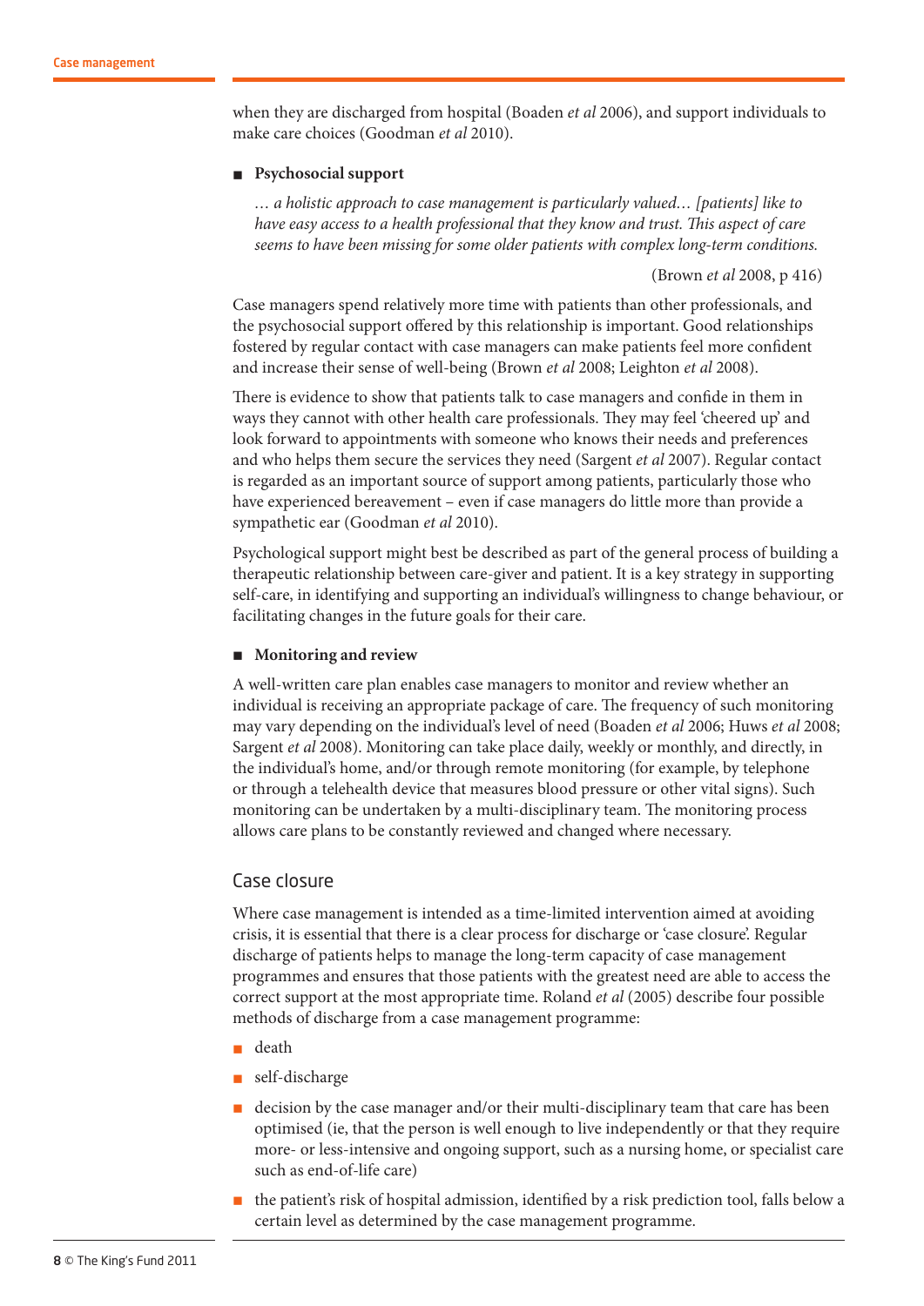when they are discharged from hospital (Boaden *et al* 2006), and support individuals to make care choices (Goodman *et al* 2010).

- **Psychosocial support**

*… a holistic approach to case management is particularly valued… [patients] like to have easy access to a health professional that they know and trust. This aspect of care seems to have been missing for some older patients with complex long-term conditions.*

(Brown *et al* 2008, p 416)

Case managers spend relatively more time with patients than other professionals, and the psychosocial support offered by this relationship is important. Good relationships fostered by regular contact with case managers can make patients feel more confident and increase their sense of well-being (Brown *et al* 2008; Leighton *et al* 2008).

There is evidence to show that patients talk to case managers and confide in them in ways they cannot with other health care professionals. They may feel 'cheered up' and look forward to appointments with someone who knows their needs and preferences and who helps them secure the services they need (Sargent *et al* 2007). Regular contact is regarded as an important source of support among patients, particularly those who have experienced bereavement – even if case managers do little more than provide a sympathetic ear (Goodman *et al* 2010).

Psychological support might best be described as part of the general process of building a therapeutic relationship between care-giver and patient. It is a key strategy in supporting self-care, in identifying and supporting an individual's willingness to change behaviour, or facilitating changes in the future goals for their care.

- **Monitoring and review**

A well-written care plan enables case managers to monitor and review whether an individual is receiving an appropriate package of care. The frequency of such monitoring may vary depending on the individual's level of need (Boaden *et al* 2006; Huws *et al* 2008; Sargent *et al* 2008). Monitoring can take place daily, weekly or monthly, and directly, in the individual's home, and/or through remote monitoring (for example, by telephone or through a telehealth device that measures blood pressure or other vital signs). Such monitoring can be undertaken by a multi-disciplinary team. The monitoring process allows care plans to be constantly reviewed and changed where necessary.

## Case closure

Where case management is intended as a time-limited intervention aimed at avoiding crisis, it is essential that there is a clear process for discharge or 'case closure'. Regular discharge of patients helps to manage the long-term capacity of case management programmes and ensures that those patients with the greatest need are able to access the correct support at the most appropriate time. Roland *et al* (2005) describe four possible methods of discharge from a case management programme:

- death
- self-discharge
- decision by the case manager and/or their multi-disciplinary team that care has been optimised (ie, that the person is well enough to live independently or that they require more- or less-intensive and ongoing support, such as a nursing home, or specialist care such as end-of-life care)
- the patient's risk of hospital admission, identified by a risk prediction tool, falls below a certain level as determined by the case management programme.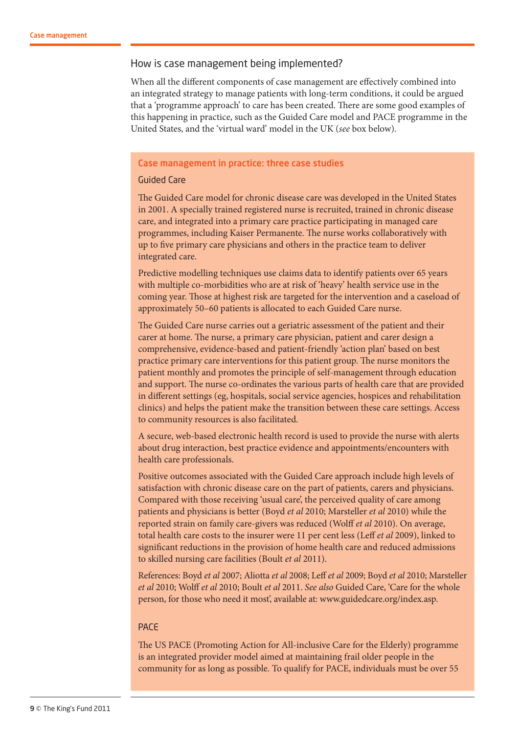## How is case management being implemented?

When all the different components of case management are effectively combined into an integrated strategy to manage patients with long-term conditions, it could be argued that a 'programme approach' to care has been created. There are some good examples of this happening in practice, such as the Guided Care model and PACE programme in the United States, and the 'virtual ward' model in the UK (*see* box below).

### Case management in practice: three case studies

#### Guided Care

The Guided Care model for chronic disease care was developed in the United States in 2001. A specially trained registered nurse is recruited, trained in chronic disease care, and integrated into a primary care practice participating in managed care programmes, including Kaiser Permanente. The nurse works collaboratively with up to five primary care physicians and others in the practice team to deliver integrated care.

Predictive modelling techniques use claims data to identify patients over 65 years with multiple co-morbidities who are at risk of 'heavy' health service use in the coming year. Those at highest risk are targeted for the intervention and a caseload of approximately 50–60 patients is allocated to each Guided Care nurse.

The Guided Care nurse carries out a geriatric assessment of the patient and their carer at home. The nurse, a primary care physician, patient and carer design a comprehensive, evidence-based and patient-friendly 'action plan' based on best practice primary care interventions for this patient group. The nurse monitors the patient monthly and promotes the principle of self-management through education and support. The nurse co-ordinates the various parts of health care that are provided in different settings (eg, hospitals, social service agencies, hospices and rehabilitation clinics) and helps the patient make the transition between these care settings. Access to community resources is also facilitated.

A secure, web-based electronic health record is used to provide the nurse with alerts about drug interaction, best practice evidence and appointments/encounters with health care professionals.

Positive outcomes associated with the Guided Care approach include high levels of satisfaction with chronic disease care on the part of patients, carers and physicians. Compared with those receiving 'usual care', the perceived quality of care among patients and physicians is better (Boyd *et al* 2010; Marsteller *et al* 2010) while the reported strain on family care-givers was reduced (Wolff *et al* 2010). On average, total health care costs to the insurer were 11 per cent less (Leff *et al* 2009), linked to significant reductions in the provision of home health care and reduced admissions to skilled nursing care facilities (Boult *et al* 2011).

References: Boyd *et al* 2007; Aliotta *et al* 2008; Leff *et al* 2009; Boyd *et al* 2010; Marsteller *et al* 2010; Wolff *et al* 2010; Boult *et al* 2011. *See also* Guided Care, 'Care for the whole person, for those who need it most', available at: www.guidedcare.org/index.asp.

#### PACE

The US PACE (Promoting Action for All-inclusive Care for the Elderly) programme is an integrated provider model aimed at maintaining frail older people in the community for as long as possible. To qualify for PACE, individuals must be over 55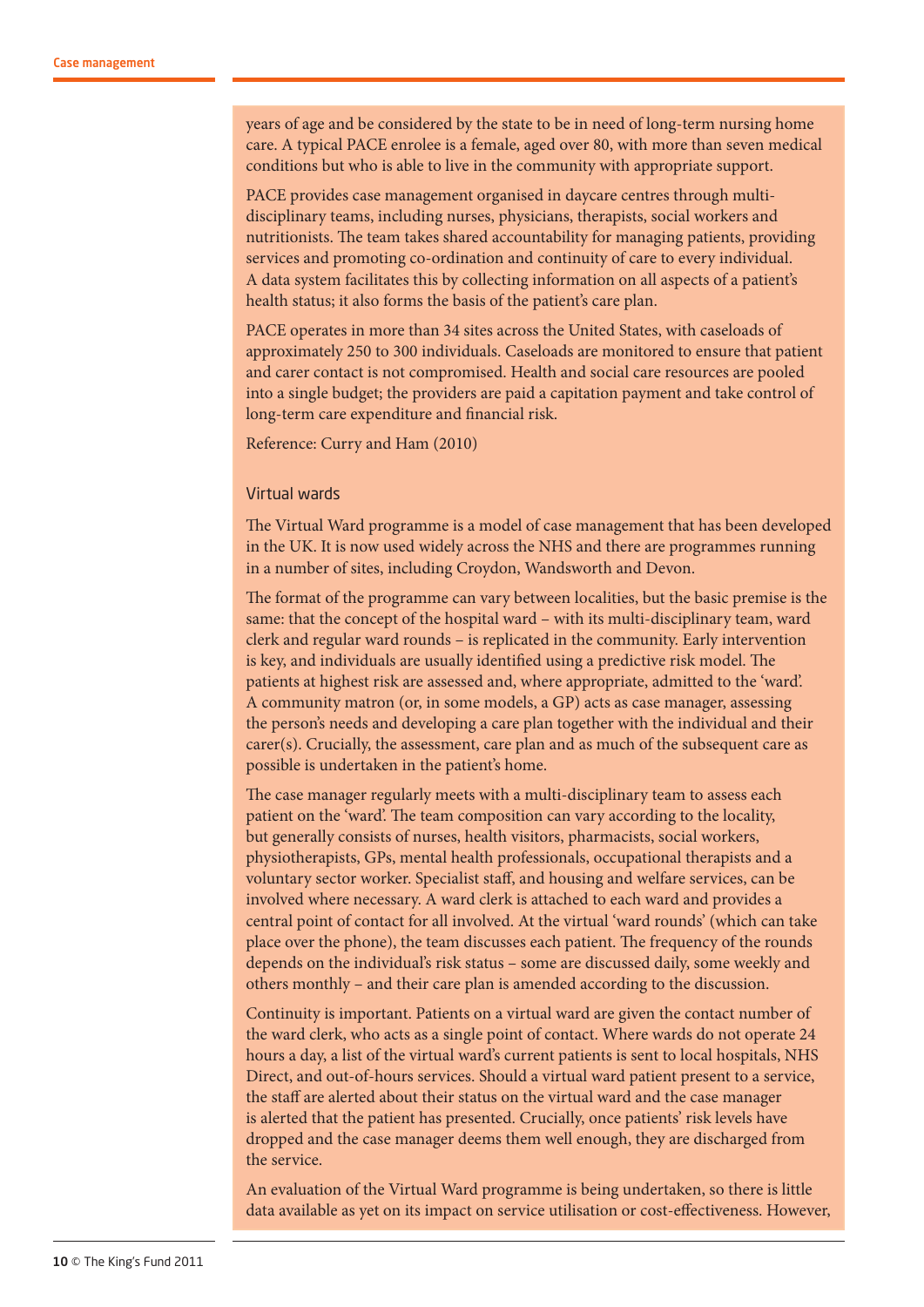years of age and be considered by the state to be in need of long-term nursing home care. A typical PACE enrolee is a female, aged over 80, with more than seven medical conditions but who is able to live in the community with appropriate support.

PACE provides case management organised in daycare centres through multi-disciplinary teams, including nurses, physicians, therapists, social workers and nutritionists. The team takes shared accountability for managing patients, providing services and promoting co-ordination and continuity of care to every individual. A data system facilitates this by collecting information on all aspects of a patient's health status; it also forms the basis of the patient's care plan.

PACE operates in more than 34 sites across the United States, with caseloads of approximately 250 to 300 individuals. Caseloads are monitored to ensure that patient and carer contact is not compromised. Health and social care resources are pooled into a single budget; the providers are paid a capitation payment and take control of long-term care expenditure and financial risk.

Reference: Curry and Ham (2010)

### Virtual wards

The Virtual Ward programme is a model of case management that has been developed in the UK. It is now used widely across the NHS and there are programmes running in a number of sites, including Croydon, Wandsworth and Devon.

The format of the programme can vary between localities, but the basic premise is the same: that the concept of the hospital ward – with its multi-disciplinary team, ward clerk and regular ward rounds – is replicated in the community. Early intervention is key, and individuals are usually identified using a predictive risk model. The patients at highest risk are assessed and, where appropriate, admitted to the 'ward'. A community matron (or, in some models, a GP) acts as case manager, assessing the person's needs and developing a care plan together with the individual and their carer(s). Crucially, the assessment, care plan and as much of the subsequent care as possible is undertaken in the patient's home.

The case manager regularly meets with a multi-disciplinary team to assess each patient on the 'ward'. The team composition can vary according to the locality, but generally consists of nurses, health visitors, pharmacists, social workers, physiotherapists, GPs, mental health professionals, occupational therapists and a voluntary sector worker. Specialist staff, and housing and welfare services, can be involved where necessary. A ward clerk is attached to each ward and provides a central point of contact for all involved. At the virtual 'ward rounds' (which can take place over the phone), the team discusses each patient. The frequency of the rounds depends on the individual's risk status – some are discussed daily, some weekly and others monthly – and their care plan is amended according to the discussion.

Continuity is important. Patients on a virtual ward are given the contact number of the ward clerk, who acts as a single point of contact. Where wards do not operate 24 hours a day, a list of the virtual ward's current patients is sent to local hospitals, NHS Direct, and out-of-hours services. Should a virtual ward patient present to a service, the staff are alerted about their status on the virtual ward and the case manager is alerted that the patient has presented. Crucially, once patients' risk levels have dropped and the case manager deems them well enough, they are discharged from the service.

An evaluation of the Virtual Ward programme is being undertaken, so there is little data available as yet on its impact on service utilisation or cost-effectiveness. However,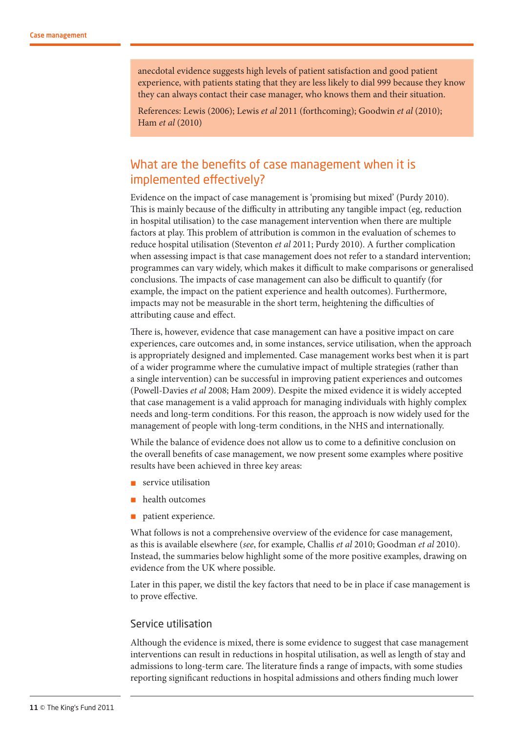anecdotal evidence suggests high levels of patient satisfaction and good patient experience, with patients stating that they are less likely to dial 999 because they know they can always contact their case manager, who knows them and their situation.

References: Lewis (2006); Lewis *et al* 2011 (forthcoming); Goodwin *et al* (2010); Ham *et al* (2010)

## What are the benefits of case management when it is implemented effectively?

Evidence on the impact of case management is 'promising but mixed' (Purdy 2010). This is mainly because of the difficulty in attributing any tangible impact (eg, reduction in hospital utilisation) to the case management intervention when there are multiple factors at play. This problem of attribution is common in the evaluation of schemes to reduce hospital utilisation (Steventon *et al* 2011; Purdy 2010). A further complication when assessing impact is that case management does not refer to a standard intervention; programmes can vary widely, which makes it difficult to make comparisons or generalised conclusions. The impacts of case management can also be difficult to quantify (for example, the impact on the patient experience and health outcomes). Furthermore, impacts may not be measurable in the short term, heightening the difficulties of attributing cause and effect.

There is, however, evidence that case management can have a positive impact on care experiences, care outcomes and, in some instances, service utilisation, when the approach is appropriately designed and implemented. Case management works best when it is part of a wider programme where the cumulative impact of multiple strategies (rather than a single intervention) can be successful in improving patient experiences and outcomes (Powell-Davies *et al* 2008; Ham 2009). Despite the mixed evidence it is widely accepted that case management is a valid approach for managing individuals with highly complex needs and long-term conditions. For this reason, the approach is now widely used for the management of people with long-term conditions, in the NHS and internationally.

While the balance of evidence does not allow us to come to a definitive conclusion on the overall benefits of case management, we now present some examples where positive results have been achieved in three key areas:

- service utilisation
- health outcomes
- patient experience.

What follows is not a comprehensive overview of the evidence for case management, as this is available elsewhere (*see*, for example, Challis *et al* 2010; Goodman *et al* 2010). Instead, the summaries below highlight some of the more positive examples, drawing on evidence from the UK where possible.

Later in this paper, we distil the key factors that need to be in place if case management is to prove effective.

### Service utilisation

Although the evidence is mixed, there is some evidence to suggest that case management interventions can result in reductions in hospital utilisation, as well as length of stay and admissions to long-term care. The literature finds a range of impacts, with some studies reporting significant reductions in hospital admissions and others finding much lower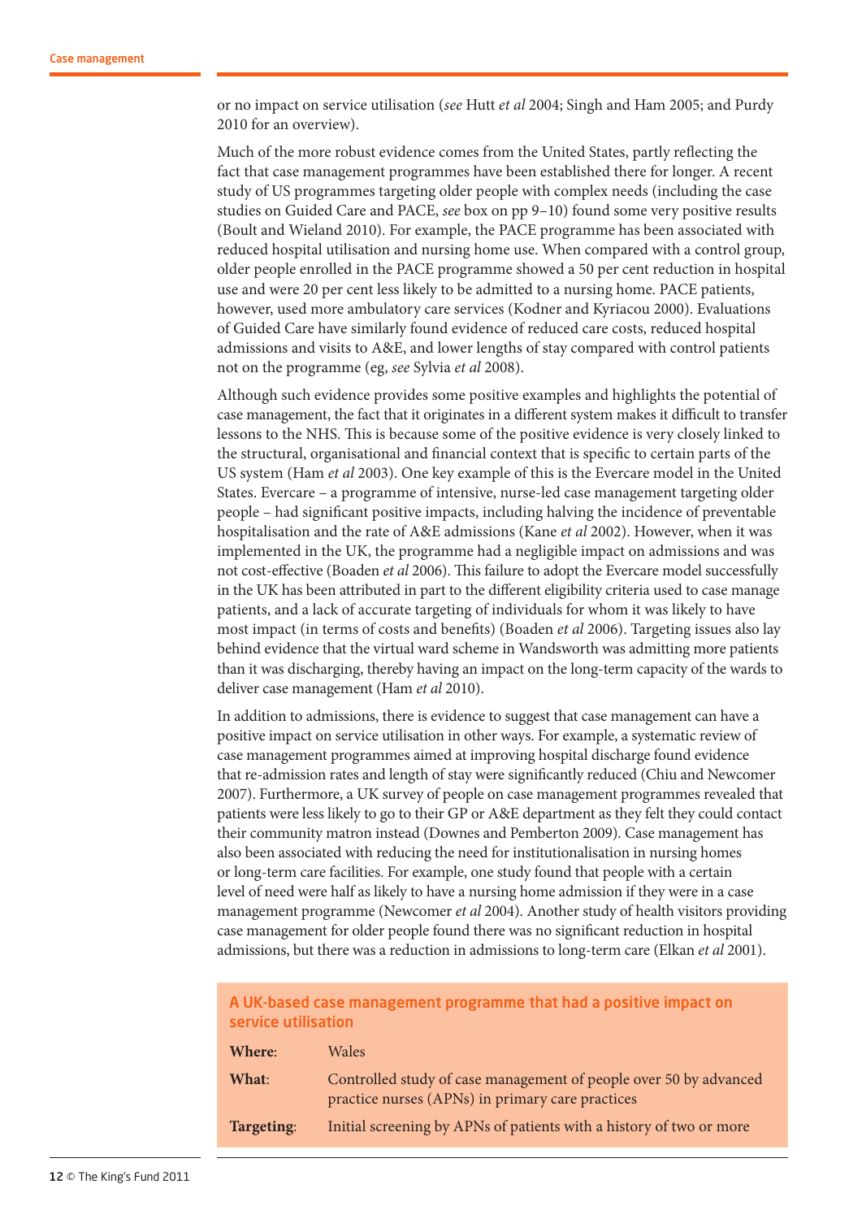or no impact on service utilisation (*see* Hutt *et al* 2004; Singh and Ham 2005; and Purdy 2010 for an overview).

Much of the more robust evidence comes from the United States, partly reflecting the fact that case management programmes have been established there for longer. A recent study of US programmes targeting older people with complex needs (including the case studies on Guided Care and PACE, *see* box on pp 9–10) found some very positive results (Boult and Wieland 2010). For example, the PACE programme has been associated with reduced hospital utilisation and nursing home use. When compared with a control group, older people enrolled in the PACE programme showed a 50 per cent reduction in hospital use and were 20 per cent less likely to be admitted to a nursing home. PACE patients, however, used more ambulatory care services (Kodner and Kyriacou 2000). Evaluations of Guided Care have similarly found evidence of reduced care costs, reduced hospital admissions and visits to A&E, and lower lengths of stay compared with control patients not on the programme (eg, *see* Sylvia *et al* 2008).

Although such evidence provides some positive examples and highlights the potential of case management, the fact that it originates in a different system makes it difficult to transfer lessons to the NHS. This is because some of the positive evidence is very closely linked to the structural, organisational and financial context that is specific to certain parts of the US system (Ham *et al* 2003). One key example of this is the Evercare model in the United States. Evercare – a programme of intensive, nurse-led case management targeting older people – had significant positive impacts, including halving the incidence of preventable hospitalisation and the rate of A&E admissions (Kane *et al* 2002). However, when it was implemented in the UK, the programme had a negligible impact on admissions and was not cost-effective (Boaden *et al* 2006). This failure to adopt the Evercare model successfully in the UK has been attributed in part to the different eligibility criteria used to case manage patients, and a lack of accurate targeting of individuals for whom it was likely to have most impact (in terms of costs and benefits) (Boaden *et al* 2006). Targeting issues also lay behind evidence that the virtual ward scheme in Wandsworth was admitting more patients than it was discharging, thereby having an impact on the long-term capacity of the wards to deliver case management (Ham *et al* 2010).

In addition to admissions, there is evidence to suggest that case management can have a positive impact on service utilisation in other ways. For example, a systematic review of case management programmes aimed at improving hospital discharge found evidence that re-admission rates and length of stay were significantly reduced (Chiu and Newcomer 2007). Furthermore, a UK survey of people on case management programmes revealed that patients were less likely to go to their GP or A&E department as they felt they could contact their community matron instead (Downes and Pemberton 2009). Case management has also been associated with reducing the need for institutionalisation in nursing homes or long-term care facilities. For example, one study found that people with a certain level of need were half as likely to have a nursing home admission if they were in a case management programme (Newcomer *et al* 2004). Another study of health visitors providing case management for older people found there was no significant reduction in hospital admissions, but there was a reduction in admissions to long-term care (Elkan *et al* 2001).

### A UK-based case management programme that had a positive impact on service utilisation

**Where**: Wales

**What**: Controlled study of case management of people over 50 by advanced practice nurses (APNs) in primary care practices

**Targeting**: Initial screening by APNs of patients with a history of two or more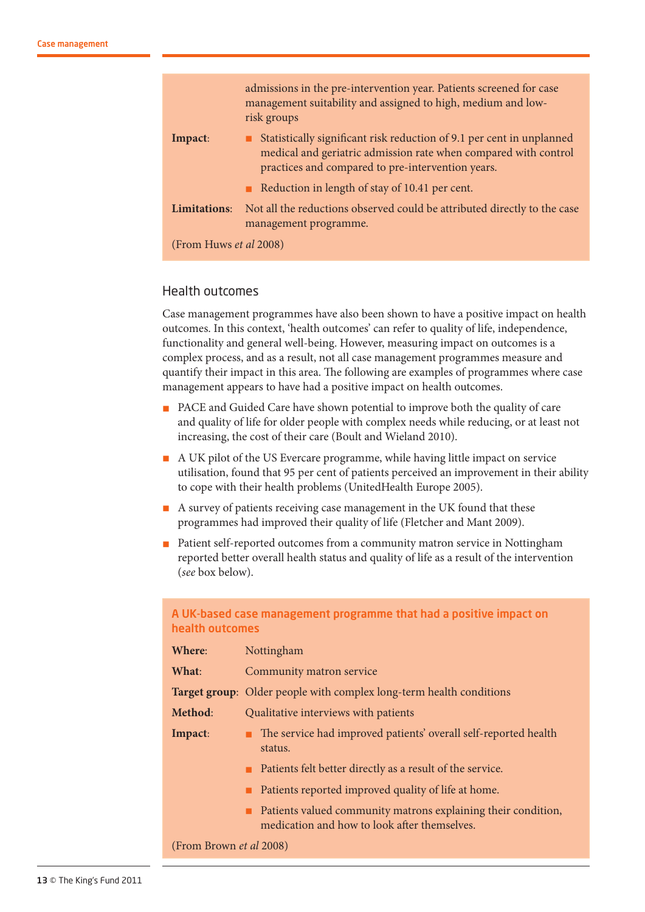admissions in the pre-intervention year. Patients screened for case management suitability and assigned to high, medium and low-risk groups

**Impact**:

- Statistically significant risk reduction of 9.1 per cent in unplanned medical and geriatric admission rate when compared with control practices and compared to pre-intervention years.
- Reduction in length of stay of 10.41 per cent.

**Limitations**: Not all the reductions observed could be attributed directly to the case management programme.

(From Huws *et al* 2008)

## Health outcomes

Case management programmes have also been shown to have a positive impact on health outcomes. In this context, 'health outcomes' can refer to quality of life, independence, functionality and general well-being. However, measuring impact on outcomes is a complex process, and as a result, not all case management programmes measure and quantify their impact in this area. The following are examples of programmes where case management appears to have had a positive impact on health outcomes.

- PACE and Guided Care have shown potential to improve both the quality of care and quality of life for older people with complex needs while reducing, or at least not increasing, the cost of their care (Boult and Wieland 2010).
- A UK pilot of the US Evercare programme, while having little impact on service utilisation, found that 95 per cent of patients perceived an improvement in their ability to cope with their health problems (UnitedHealth Europe 2005).
- A survey of patients receiving case management in the UK found that these programmes had improved their quality of life (Fletcher and Mant 2009).
- Patient self-reported outcomes from a community matron service in Nottingham reported better overall health status and quality of life as a result of the intervention (*see* box below).

### A UK-based case management programme that had a positive impact on health outcomes

**Where**: Nottingham

**What**: Community matron service

**Target group**: Older people with complex long-term health conditions

**Method**: Qualitative interviews with patients

**Impact**:

- The service had improved patients' overall self-reported health status.
- Patients felt better directly as a result of the service.
- Patients reported improved quality of life at home.
- Patients valued community matrons explaining their condition, medication and how to look after themselves.

(From Brown *et al* 2008)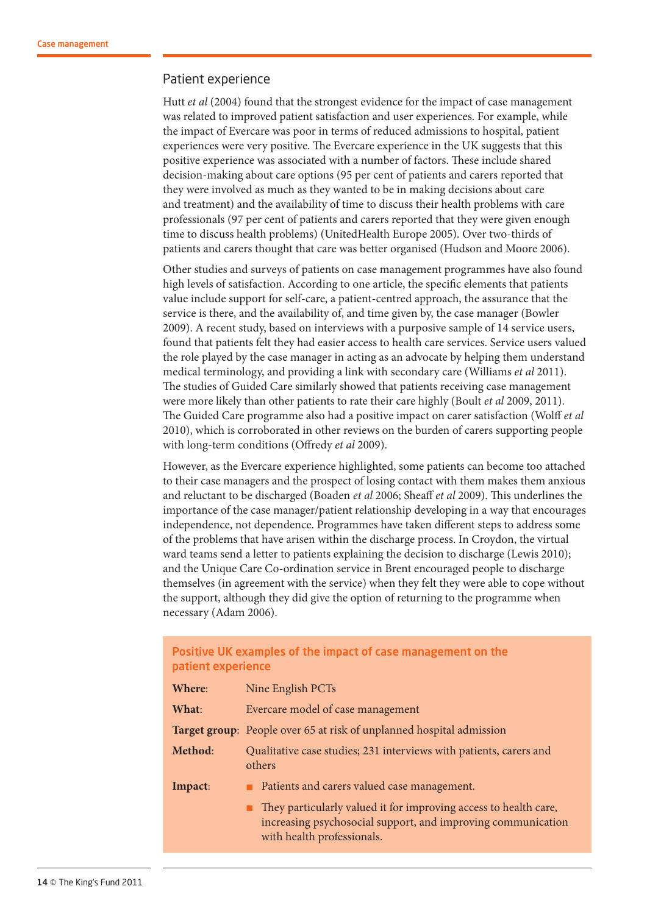## Patient experience

Hutt *et al* (2004) found that the strongest evidence for the impact of case management was related to improved patient satisfaction and user experiences. For example, while the impact of Evercare was poor in terms of reduced admissions to hospital, patient experiences were very positive. The Evercare experience in the UK suggests that this positive experience was associated with a number of factors. These include shared decision-making about care options (95 per cent of patients and carers reported that they were involved as much as they wanted to be in making decisions about care and treatment) and the availability of time to discuss their health problems with care professionals (97 per cent of patients and carers reported that they were given enough time to discuss health problems) (UnitedHealth Europe 2005). Over two-thirds of patients and carers thought that care was better organised (Hudson and Moore 2006).

Other studies and surveys of patients on case management programmes have also found high levels of satisfaction. According to one article, the specific elements that patients value include support for self-care, a patient-centred approach, the assurance that the service is there, and the availability of, and time given by, the case manager (Bowler 2009). A recent study, based on interviews with a purposive sample of 14 service users, found that patients felt they had easier access to health care services. Service users valued the role played by the case manager in acting as an advocate by helping them understand medical terminology, and providing a link with secondary care (Williams *et al* 2011). The studies of Guided Care similarly showed that patients receiving case management were more likely than other patients to rate their care highly (Boult *et al* 2009, 2011). The Guided Care programme also had a positive impact on carer satisfaction (Wolff *et al* 2010), which is corroborated in other reviews on the burden of carers supporting people with long-term conditions (Offredy *et al* 2009).

However, as the Evercare experience highlighted, some patients can become too attached to their case managers and the prospect of losing contact with them makes them anxious and reluctant to be discharged (Boaden *et al* 2006; Sheaff *et al* 2009). This underlines the importance of the case manager/patient relationship developing in a way that encourages independence, not dependence. Programmes have taken different steps to address some of the problems that have arisen within the discharge process. In Croydon, the virtual ward teams send a letter to patients explaining the decision to discharge (Lewis 2010); and the Unique Care Co-ordination service in Brent encouraged people to discharge themselves (in agreement with the service) when they felt they were able to cope without the support, although they did give the option of returning to the programme when necessary (Adam 2006).

### Positive UK examples of the impact of case management on the patient experience

**Where**: Nine English PCTs

**What**: Evercare model of case management

**Target group**: People over 65 at risk of unplanned hospital admission

**Method**: Qualitative case studies; 231 interviews with patients, carers and others

**Impact**:

- Patients and carers valued case management.
- They particularly valued it for improving access to health care, increasing psychosocial support, and improving communication with health professionals.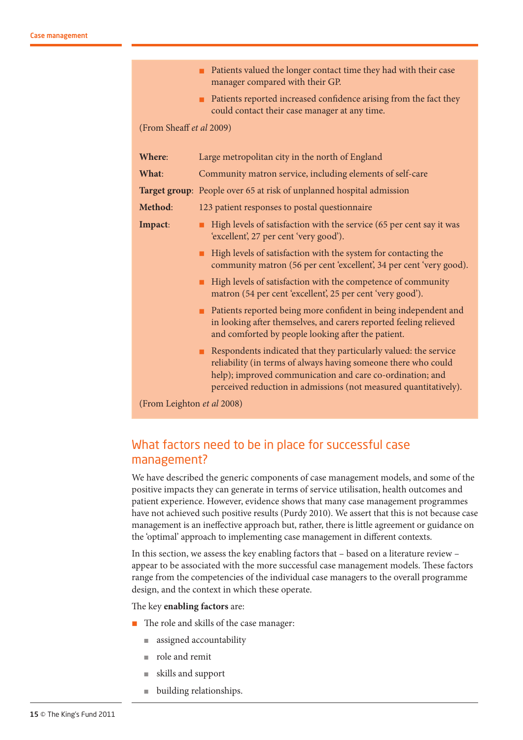- Patients valued the longer contact time they had with their case manager compared with their GP.
- Patients reported increased confidence arising from the fact they could contact their case manager at any time.

(From Sheaff *et al* 2009)

**Where**: Large metropolitan city in the north of England

**What**: Community matron service, including elements of self-care

**Target group**: People over 65 at risk of unplanned hospital admission

**Method**: 123 patient responses to postal questionnaire

**Impact**:

- High levels of satisfaction with the service (65 per cent say it was 'excellent', 27 per cent 'very good').
- High levels of satisfaction with the system for contacting the community matron (56 per cent 'excellent', 34 per cent 'very good).
- High levels of satisfaction with the competence of community matron (54 per cent 'excellent', 25 per cent 'very good').
- Patients reported being more confident in being independent and in looking after themselves, and carers reported feeling relieved and comforted by people looking after the patient.
- Respondents indicated that they particularly valued: the service reliability (in terms of always having someone there who could help); improved communication and care co-ordination; and perceived reduction in admissions (not measured quantitatively).

(From Leighton *et al* 2008)

## What factors need to be in place for successful case management?

We have described the generic components of case management models, and some of the positive impacts they can generate in terms of service utilisation, health outcomes and patient experience. However, evidence shows that many case management programmes have not achieved such positive results (Purdy 2010). We assert that this is not because case management is an ineffective approach but, rather, there is little agreement or guidance on the 'optimal' approach to implementing case management in different contexts.

In this section, we assess the key enabling factors that – based on a literature review – appear to be associated with the more successful case management models. These factors range from the competencies of the individual case managers to the overall programme design, and the context in which these operate.

The key **enabling factors** are:

- The role and skills of the case manager:
  - assigned accountability
  - role and remit
  - skills and support
  - building relationships.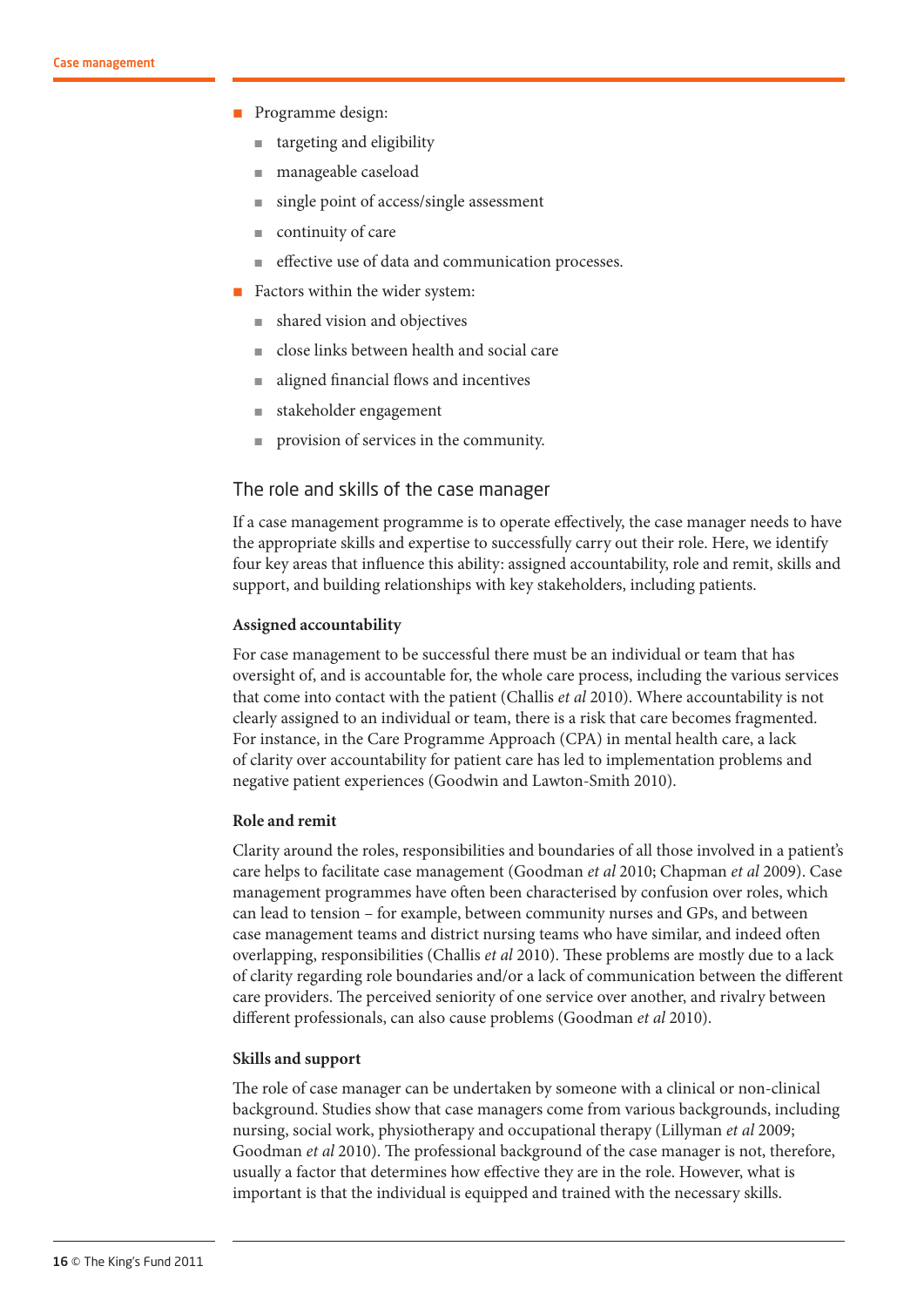- Programme design:
  - targeting and eligibility
  - manageable caseload
  - single point of access/single assessment
  - continuity of care
  - effective use of data and communication processes.
- Factors within the wider system:
  - shared vision and objectives
  - close links between health and social care
  - aligned financial flows and incentives
  - stakeholder engagement
  - provision of services in the community.

## The role and skills of the case manager

If a case management programme is to operate effectively, the case manager needs to have the appropriate skills and expertise to successfully carry out their role. Here, we identify four key areas that influence this ability: assigned accountability, role and remit, skills and support, and building relationships with key stakeholders, including patients.

### Assigned accountability

For case management to be successful there must be an individual or team that has oversight of, and is accountable for, the whole care process, including the various services that come into contact with the patient (Challis *et al* 2010). Where accountability is not clearly assigned to an individual or team, there is a risk that care becomes fragmented. For instance, in the Care Programme Approach (CPA) in mental health care, a lack of clarity over accountability for patient care has led to implementation problems and negative patient experiences (Goodwin and Lawton-Smith 2010).

### Role and remit

Clarity around the roles, responsibilities and boundaries of all those involved in a patient's care helps to facilitate case management (Goodman *et al* 2010; Chapman *et al* 2009). Case management programmes have often been characterised by confusion over roles, which can lead to tension – for example, between community nurses and GPs, and between case management teams and district nursing teams who have similar, and indeed often overlapping, responsibilities (Challis *et al* 2010). These problems are mostly due to a lack of clarity regarding role boundaries and/or a lack of communication between the different care providers. The perceived seniority of one service over another, and rivalry between different professionals, can also cause problems (Goodman *et al* 2010).

### Skills and support

The role of case manager can be undertaken by someone with a clinical or non-clinical background. Studies show that case managers come from various backgrounds, including nursing, social work, physiotherapy and occupational therapy (Lillyman *et al* 2009; Goodman *et al* 2010). The professional background of the case manager is not, therefore, usually a factor that determines how effective they are in the role. However, what is important is that the individual is equipped and trained with the necessary skills.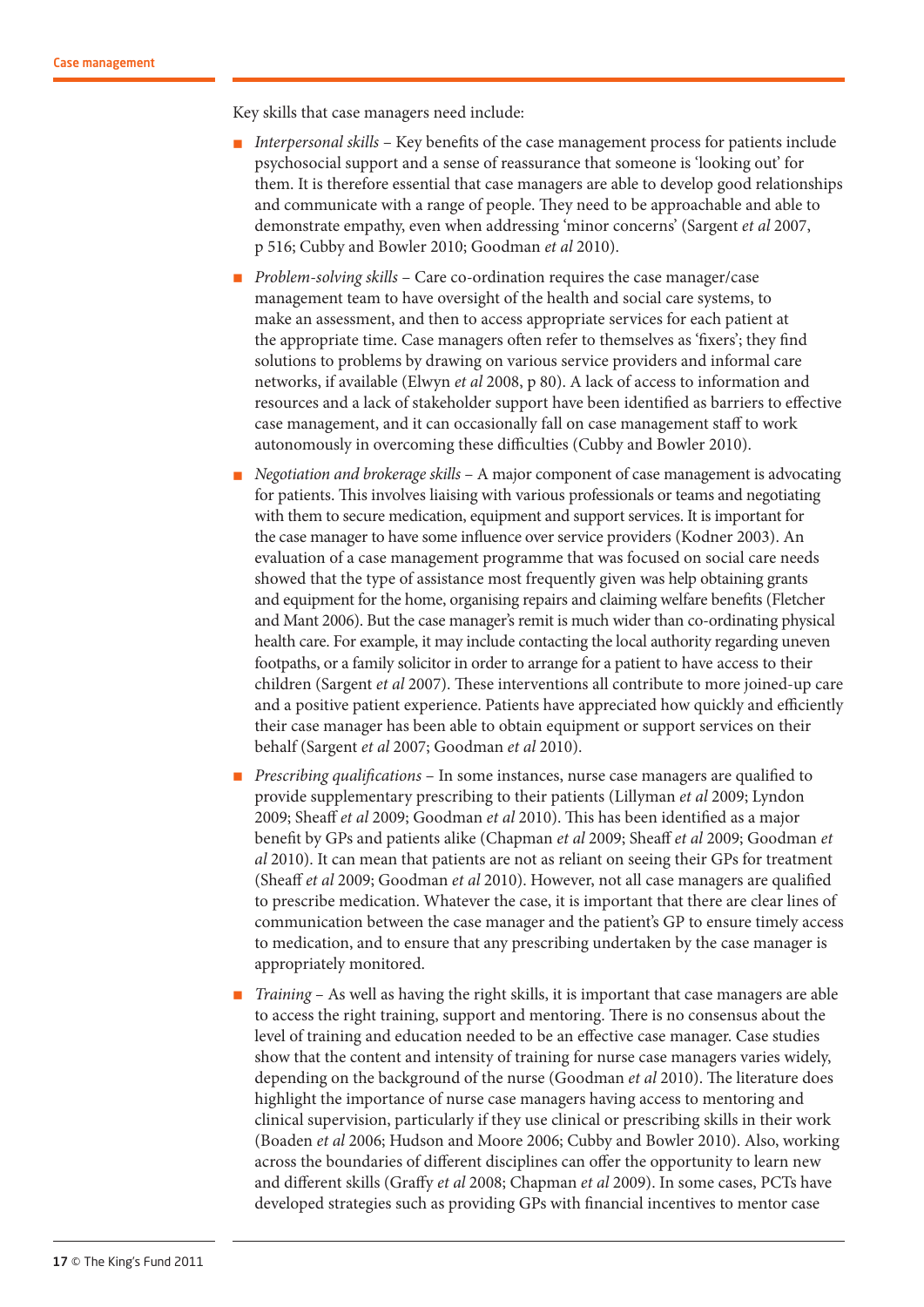Key skills that case managers need include:

- *Interpersonal skills* – Key benefits of the case management process for patients include psychosocial support and a sense of reassurance that someone is 'looking out' for them. It is therefore essential that case managers are able to develop good relationships and communicate with a range of people. They need to be approachable and able to demonstrate empathy, even when addressing 'minor concerns' (Sargent *et al* 2007, p 516; Cubby and Bowler 2010; Goodman *et al* 2010).
- *Problem-solving skills* – Care co-ordination requires the case manager/case management team to have oversight of the health and social care systems, to make an assessment, and then to access appropriate services for each patient at the appropriate time. Case managers often refer to themselves as 'fixers'; they find solutions to problems by drawing on various service providers and informal care networks, if available (Elwyn *et al* 2008, p 80). A lack of access to information and resources and a lack of stakeholder support have been identified as barriers to effective case management, and it can occasionally fall on case management staff to work autonomously in overcoming these difficulties (Cubby and Bowler 2010).
- *Negotiation and brokerage skills* – A major component of case management is advocating for patients. This involves liaising with various professionals or teams and negotiating with them to secure medication, equipment and support services. It is important for the case manager to have some influence over service providers (Kodner 2003). An evaluation of a case management programme that was focused on social care needs showed that the type of assistance most frequently given was help obtaining grants and equipment for the home, organising repairs and claiming welfare benefits (Fletcher and Mant 2006). But the case manager's remit is much wider than co-ordinating physical health care. For example, it may include contacting the local authority regarding uneven footpaths, or a family solicitor in order to arrange for a patient to have access to their children (Sargent *et al* 2007). These interventions all contribute to more joined-up care and a positive patient experience. Patients have appreciated how quickly and efficiently their case manager has been able to obtain equipment or support services on their behalf (Sargent *et al* 2007; Goodman *et al* 2010).
- *Prescribing qualifications* – In some instances, nurse case managers are qualified to provide supplementary prescribing to their patients (Lillyman *et al* 2009; Lyndon 2009; Sheaff *et al* 2009; Goodman *et al* 2010). This has been identified as a major benefit by GPs and patients alike (Chapman *et al* 2009; Sheaff *et al* 2009; Goodman *et al* 2010). It can mean that patients are not as reliant on seeing their GPs for treatment (Sheaff *et al* 2009; Goodman *et al* 2010). However, not all case managers are qualified to prescribe medication. Whatever the case, it is important that there are clear lines of communication between the case manager and the patient's GP to ensure timely access to medication, and to ensure that any prescribing undertaken by the case manager is appropriately monitored.
- *Training* – As well as having the right skills, it is important that case managers are able to access the right training, support and mentoring. There is no consensus about the level of training and education needed to be an effective case manager. Case studies show that the content and intensity of training for nurse case managers varies widely, depending on the background of the nurse (Goodman *et al* 2010). The literature does highlight the importance of nurse case managers having access to mentoring and clinical supervision, particularly if they use clinical or prescribing skills in their work (Boaden *et al* 2006; Hudson and Moore 2006; Cubby and Bowler 2010). Also, working across the boundaries of different disciplines can offer the opportunity to learn new and different skills (Graffy *et al* 2008; Chapman *et al* 2009). In some cases, PCTs have developed strategies such as providing GPs with financial incentives to mentor case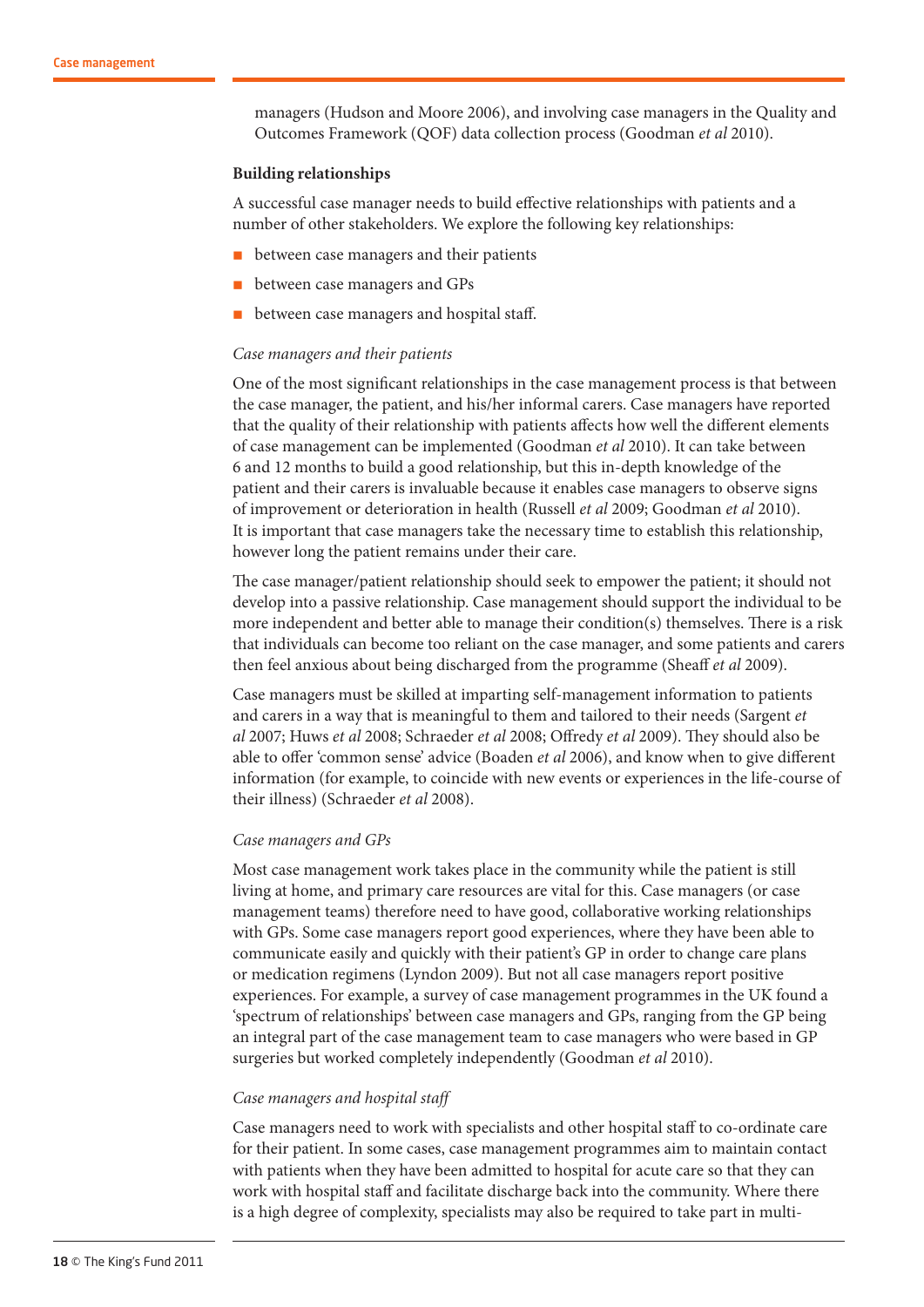managers (Hudson and Moore 2006), and involving case managers in the Quality and Outcomes Framework (QOF) data collection process (Goodman *et al* 2010).

**Building relationships**

A successful case manager needs to build effective relationships with patients and a number of other stakeholders. We explore the following key relationships:

- between case managers and their patients
- between case managers and GPs
- between case managers and hospital staff.

*Case managers and their patients*

One of the most significant relationships in the case management process is that between the case manager, the patient, and his/her informal carers. Case managers have reported that the quality of their relationship with patients affects how well the different elements of case management can be implemented (Goodman *et al* 2010). It can take between 6 and 12 months to build a good relationship, but this in-depth knowledge of the patient and their carers is invaluable because it enables case managers to observe signs of improvement or deterioration in health (Russell *et al* 2009; Goodman *et al* 2010). It is important that case managers take the necessary time to establish this relationship, however long the patient remains under their care.

The case manager/patient relationship should seek to empower the patient; it should not develop into a passive relationship. Case management should support the individual to be more independent and better able to manage their condition(s) themselves. There is a risk that individuals can become too reliant on the case manager, and some patients and carers then feel anxious about being discharged from the programme (Sheaff *et al* 2009).

Case managers must be skilled at imparting self-management information to patients and carers in a way that is meaningful to them and tailored to their needs (Sargent *et al* 2007; Huws *et al* 2008; Schraeder *et al* 2008; Offredy *et al* 2009). They should also be able to offer 'common sense' advice (Boaden *et al* 2006), and know when to give different information (for example, to coincide with new events or experiences in the life-course of their illness) (Schraeder *et al* 2008).

*Case managers and GPs*

Most case management work takes place in the community while the patient is still living at home, and primary care resources are vital for this. Case managers (or case management teams) therefore need to have good, collaborative working relationships with GPs. Some case managers report good experiences, where they have been able to communicate easily and quickly with their patient's GP in order to change care plans or medication regimens (Lyndon 2009). But not all case managers report positive experiences. For example, a survey of case management programmes in the UK found a 'spectrum of relationships' between case managers and GPs, ranging from the GP being an integral part of the case management team to case managers who were based in GP surgeries but worked completely independently (Goodman *et al* 2010).

*Case managers and hospital staff*

Case managers need to work with specialists and other hospital staff to co-ordinate care for their patient. In some cases, case management programmes aim to maintain contact with patients when they have been admitted to hospital for acute care so that they can work with hospital staff and facilitate discharge back into the community. Where there is a high degree of complexity, specialists may also be required to take part in multi-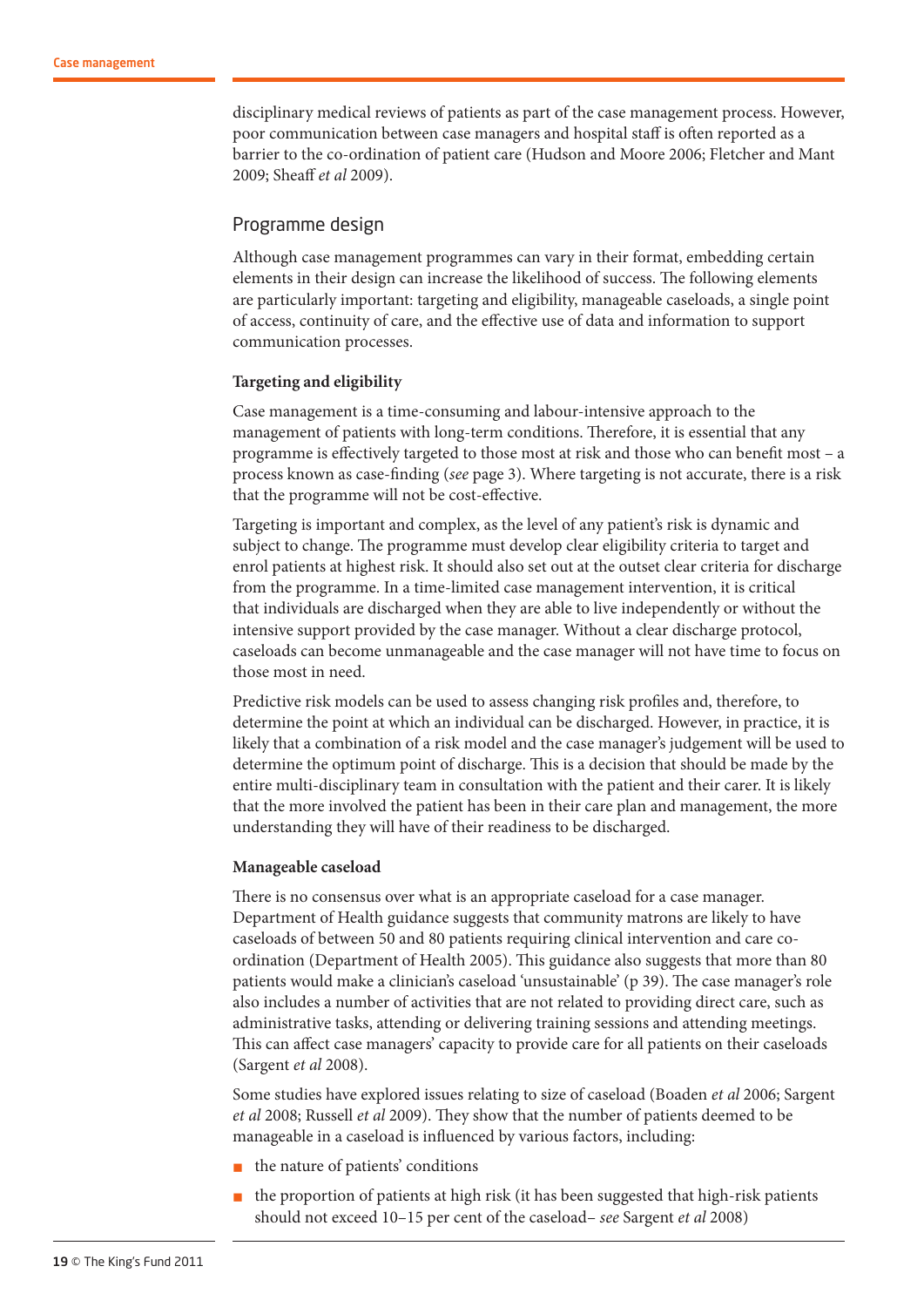disciplinary medical reviews of patients as part of the case management process. However, poor communication between case managers and hospital staff is often reported as a barrier to the co-ordination of patient care (Hudson and Moore 2006; Fletcher and Mant 2009; Sheaff *et al* 2009).

## Programme design

Although case management programmes can vary in their format, embedding certain elements in their design can increase the likelihood of success. The following elements are particularly important: targeting and eligibility, manageable caseloads, a single point of access, continuity of care, and the effective use of data and information to support communication processes.

**Targeting and eligibility**

Case management is a time-consuming and labour-intensive approach to the management of patients with long-term conditions. Therefore, it is essential that any programme is effectively targeted to those most at risk and those who can benefit most – a process known as case-finding (*see* page 3). Where targeting is not accurate, there is a risk that the programme will not be cost-effective.

Targeting is important and complex, as the level of any patient's risk is dynamic and subject to change. The programme must develop clear eligibility criteria to target and enrol patients at highest risk. It should also set out at the outset clear criteria for discharge from the programme. In a time-limited case management intervention, it is critical that individuals are discharged when they are able to live independently or without the intensive support provided by the case manager. Without a clear discharge protocol, caseloads can become unmanageable and the case manager will not have time to focus on those most in need.

Predictive risk models can be used to assess changing risk profiles and, therefore, to determine the point at which an individual can be discharged. However, in practice, it is likely that a combination of a risk model and the case manager's judgement will be used to determine the optimum point of discharge. This is a decision that should be made by the entire multi-disciplinary team in consultation with the patient and their carer. It is likely that the more involved the patient has been in their care plan and management, the more understanding they will have of their readiness to be discharged.

**Manageable caseload**

There is no consensus over what is an appropriate caseload for a case manager. Department of Health guidance suggests that community matrons are likely to have caseloads of between 50 and 80 patients requiring clinical intervention and care co-ordination (Department of Health 2005). This guidance also suggests that more than 80 patients would make a clinician's caseload 'unsustainable' (p 39). The case manager's role also includes a number of activities that are not related to providing direct care, such as administrative tasks, attending or delivering training sessions and attending meetings. This can affect case managers' capacity to provide care for all patients on their caseloads (Sargent *et al* 2008).

Some studies have explored issues relating to size of caseload (Boaden *et al* 2006; Sargent *et al* 2008; Russell *et al* 2009). They show that the number of patients deemed to be manageable in a caseload is influenced by various factors, including:

- the nature of patients' conditions
- the proportion of patients at high risk (it has been suggested that high-risk patients should not exceed 10–15 per cent of the caseload– *see* Sargent *et al* 2008)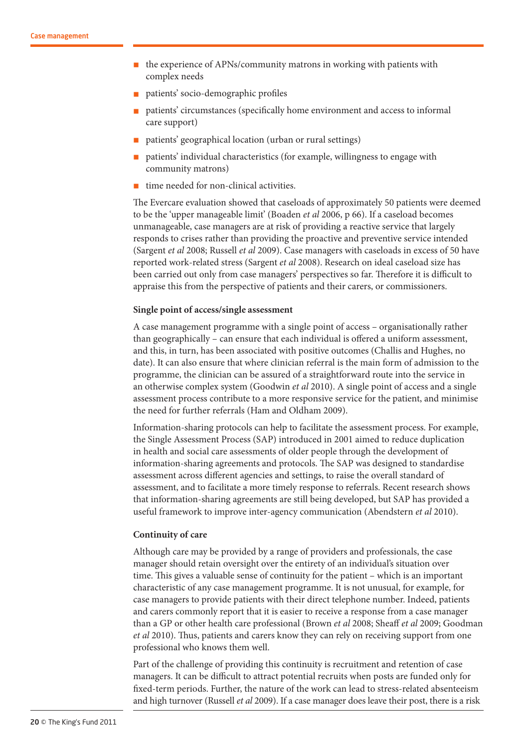- the experience of APNs/community matrons in working with patients with complex needs
- patients' socio-demographic profiles
- patients' circumstances (specifically home environment and access to informal care support)
- patients' geographical location (urban or rural settings)
- patients' individual characteristics (for example, willingness to engage with community matrons)
- time needed for non-clinical activities.

The Evercare evaluation showed that caseloads of approximately 50 patients were deemed to be the 'upper manageable limit' (Boaden *et al* 2006, p 66). If a caseload becomes unmanageable, case managers are at risk of providing a reactive service that largely responds to crises rather than providing the proactive and preventive service intended (Sargent *et al* 2008; Russell *et al* 2009). Case managers with caseloads in excess of 50 have reported work-related stress (Sargent *et al* 2008). Research on ideal caseload size has been carried out only from case managers' perspectives so far. Therefore it is difficult to appraise this from the perspective of patients and their carers, or commissioners.

**Single point of access/single assessment**

A case management programme with a single point of access – organisationally rather than geographically – can ensure that each individual is offered a uniform assessment, and this, in turn, has been associated with positive outcomes (Challis and Hughes, no date). It can also ensure that where clinician referral is the main form of admission to the programme, the clinician can be assured of a straightforward route into the service in an otherwise complex system (Goodwin *et al* 2010). A single point of access and a single assessment process contribute to a more responsive service for the patient, and minimise the need for further referrals (Ham and Oldham 2009).

Information-sharing protocols can help to facilitate the assessment process. For example, the Single Assessment Process (SAP) introduced in 2001 aimed to reduce duplication in health and social care assessments of older people through the development of information-sharing agreements and protocols. The SAP was designed to standardise assessment across different agencies and settings, to raise the overall standard of assessment, and to facilitate a more timely response to referrals. Recent research shows that information-sharing agreements are still being developed, but SAP has provided a useful framework to improve inter-agency communication (Abendstern *et al* 2010).

**Continuity of care**

Although care may be provided by a range of providers and professionals, the case manager should retain oversight over the entirety of an individual's situation over time. This gives a valuable sense of continuity for the patient – which is an important characteristic of any case management programme. It is not unusual, for example, for case managers to provide patients with their direct telephone number. Indeed, patients and carers commonly report that it is easier to receive a response from a case manager than a GP or other health care professional (Brown *et al* 2008; Sheaff *et al* 2009; Goodman *et al* 2010). Thus, patients and carers know they can rely on receiving support from one professional who knows them well.

Part of the challenge of providing this continuity is recruitment and retention of case managers. It can be difficult to attract potential recruits when posts are funded only for fixed-term periods. Further, the nature of the work can lead to stress-related absenteeism and high turnover (Russell *et al* 2009). If a case manager does leave their post, there is a risk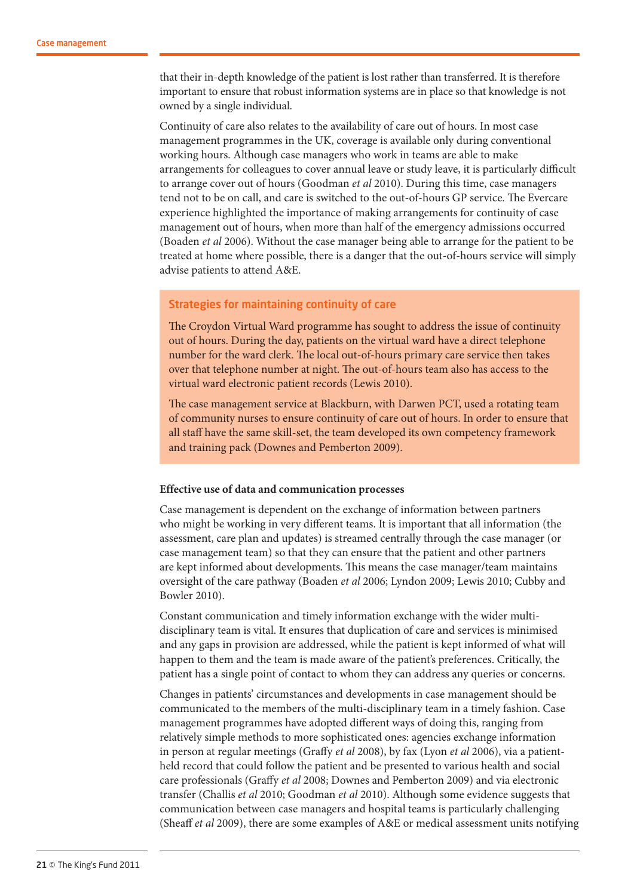that their in-depth knowledge of the patient is lost rather than transferred. It is therefore important to ensure that robust information systems are in place so that knowledge is not owned by a single individual.

Continuity of care also relates to the availability of care out of hours. In most case management programmes in the UK, coverage is available only during conventional working hours. Although case managers who work in teams are able to make arrangements for colleagues to cover annual leave or study leave, it is particularly difficult to arrange cover out of hours (Goodman *et al* 2010). During this time, case managers tend not to be on call, and care is switched to the out-of-hours GP service. The Evercare experience highlighted the importance of making arrangements for continuity of case management out of hours, when more than half of the emergency admissions occurred (Boaden *et al* 2006). Without the case manager being able to arrange for the patient to be treated at home where possible, there is a danger that the out-of-hours service will simply advise patients to attend A&E.

### Strategies for maintaining continuity of care

The Croydon Virtual Ward programme has sought to address the issue of continuity out of hours. During the day, patients on the virtual ward have a direct telephone number for the ward clerk. The local out-of-hours primary care service then takes over that telephone number at night. The out-of-hours team also has access to the virtual ward electronic patient records (Lewis 2010).

The case management service at Blackburn, with Darwen PCT, used a rotating team of community nurses to ensure continuity of care out of hours. In order to ensure that all staff have the same skill-set, the team developed its own competency framework and training pack (Downes and Pemberton 2009).

**Effective use of data and communication processes**

Case management is dependent on the exchange of information between partners who might be working in very different teams. It is important that all information (the assessment, care plan and updates) is streamed centrally through the case manager (or case management team) so that they can ensure that the patient and other partners are kept informed about developments. This means the case manager/team maintains oversight of the care pathway (Boaden *et al* 2006; Lyndon 2009; Lewis 2010; Cubby and Bowler 2010).

Constant communication and timely information exchange with the wider multi-disciplinary team is vital. It ensures that duplication of care and services is minimised and any gaps in provision are addressed, while the patient is kept informed of what will happen to them and the team is made aware of the patient's preferences. Critically, the patient has a single point of contact to whom they can address any queries or concerns.

Changes in patients' circumstances and developments in case management should be communicated to the members of the multi-disciplinary team in a timely fashion. Case management programmes have adopted different ways of doing this, ranging from relatively simple methods to more sophisticated ones: agencies exchange information in person at regular meetings (Graffy *et al* 2008), by fax (Lyon *et al* 2006), via a patient-held record that could follow the patient and be presented to various health and social care professionals (Graffy *et al* 2008; Downes and Pemberton 2009) and via electronic transfer (Challis *et al* 2010; Goodman *et al* 2010). Although some evidence suggests that communication between case managers and hospital teams is particularly challenging (Sheaff *et al* 2009), there are some examples of A&E or medical assessment units notifying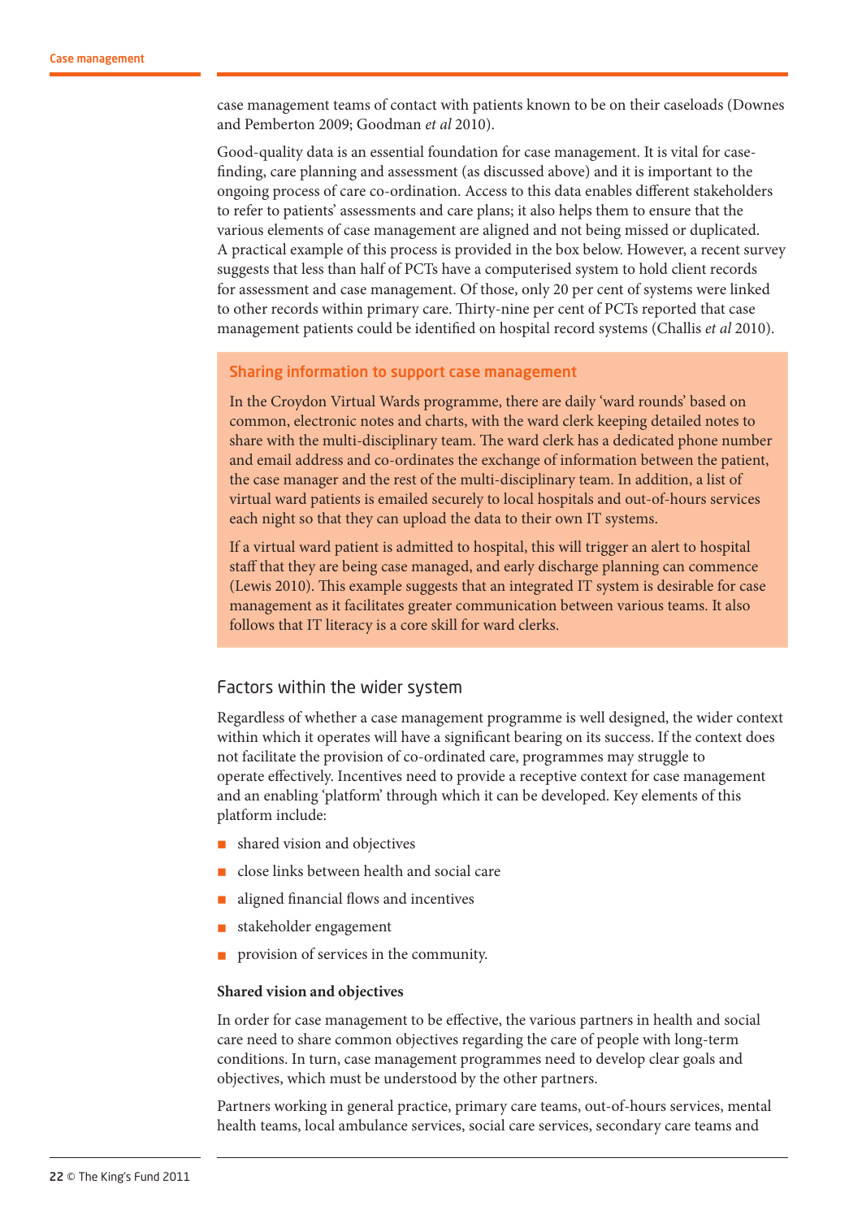case management teams of contact with patients known to be on their caseloads (Downes and Pemberton 2009; Goodman *et al* 2010).

Good-quality data is an essential foundation for case management. It is vital for case-finding, care planning and assessment (as discussed above) and it is important to the ongoing process of care co-ordination. Access to this data enables different stakeholders to refer to patients' assessments and care plans; it also helps them to ensure that the various elements of case management are aligned and not being missed or duplicated. A practical example of this process is provided in the box below. However, a recent survey suggests that less than half of PCTs have a computerised system to hold client records for assessment and case management. Of those, only 20 per cent of systems were linked to other records within primary care. Thirty-nine per cent of PCTs reported that case management patients could be identified on hospital record systems (Challis *et al* 2010).

### Sharing information to support case management

In the Croydon Virtual Wards programme, there are daily 'ward rounds' based on common, electronic notes and charts, with the ward clerk keeping detailed notes to share with the multi-disciplinary team. The ward clerk has a dedicated phone number and email address and co-ordinates the exchange of information between the patient, the case manager and the rest of the multi-disciplinary team. In addition, a list of virtual ward patients is emailed securely to local hospitals and out-of-hours services each night so that they can upload the data to their own IT systems.

If a virtual ward patient is admitted to hospital, this will trigger an alert to hospital staff that they are being case managed, and early discharge planning can commence (Lewis 2010). This example suggests that an integrated IT system is desirable for case management as it facilitates greater communication between various teams. It also follows that IT literacy is a core skill for ward clerks.

## Factors within the wider system

Regardless of whether a case management programme is well designed, the wider context within which it operates will have a significant bearing on its success. If the context does not facilitate the provision of co-ordinated care, programmes may struggle to operate effectively. Incentives need to provide a receptive context for case management and an enabling 'platform' through which it can be developed. Key elements of this platform include:

- shared vision and objectives
- close links between health and social care
- aligned financial flows and incentives
- stakeholder engagement
- provision of services in the community.

**Shared vision and objectives**

In order for case management to be effective, the various partners in health and social care need to share common objectives regarding the care of people with long-term conditions. In turn, case management programmes need to develop clear goals and objectives, which must be understood by the other partners.

Partners working in general practice, primary care teams, out-of-hours services, mental health teams, local ambulance services, social care services, secondary care teams and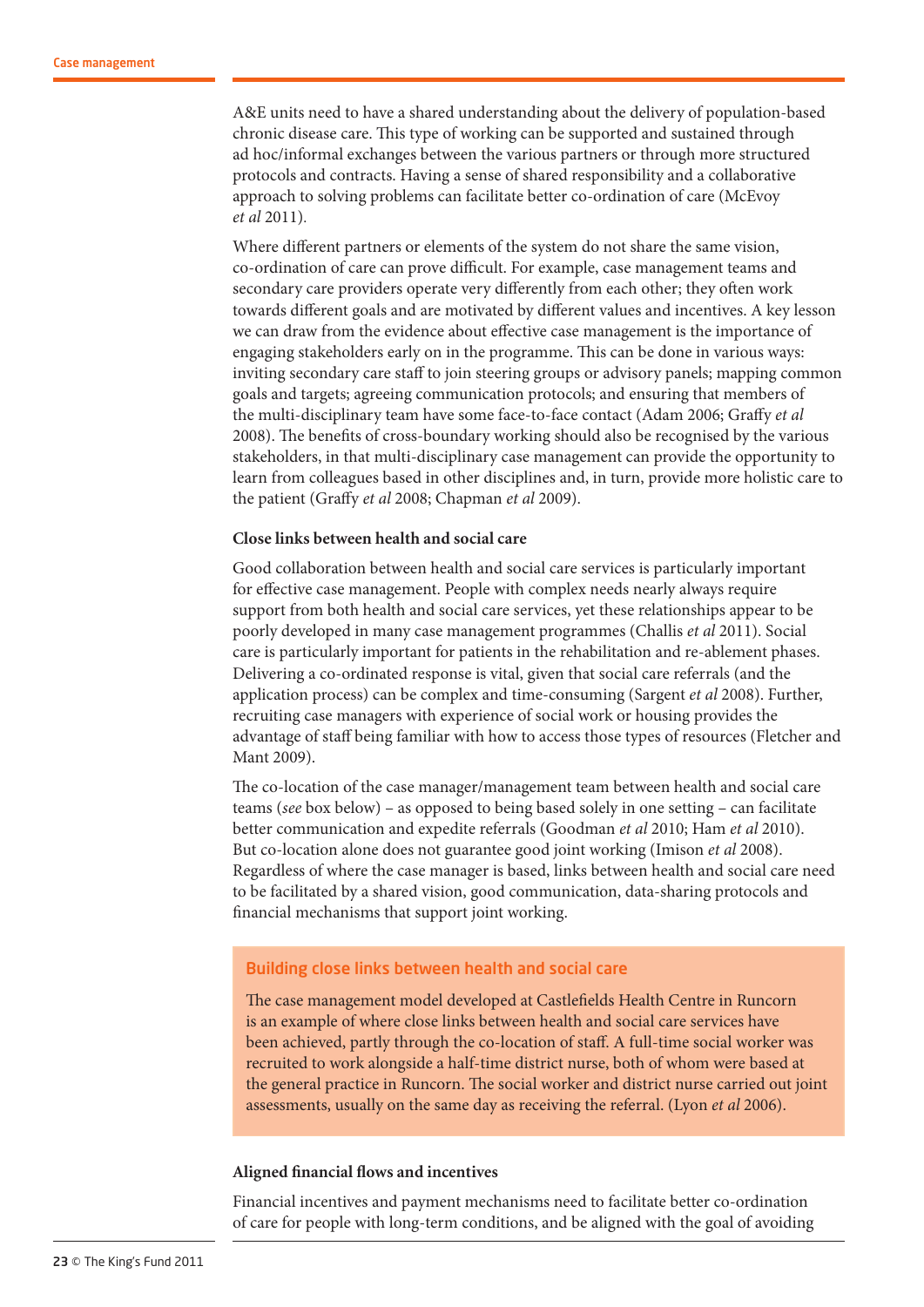A&E units need to have a shared understanding about the delivery of population-based chronic disease care. This type of working can be supported and sustained through ad hoc/informal exchanges between the various partners or through more structured protocols and contracts. Having a sense of shared responsibility and a collaborative approach to solving problems can facilitate better co-ordination of care (McEvoy *et al* 2011).

Where different partners or elements of the system do not share the same vision, co-ordination of care can prove difficult. For example, case management teams and secondary care providers operate very differently from each other; they often work towards different goals and are motivated by different values and incentives. A key lesson we can draw from the evidence about effective case management is the importance of engaging stakeholders early on in the programme. This can be done in various ways: inviting secondary care staff to join steering groups or advisory panels; mapping common goals and targets; agreeing communication protocols; and ensuring that members of the multi-disciplinary team have some face-to-face contact (Adam 2006; Graffy *et al* 2008). The benefits of cross-boundary working should also be recognised by the various stakeholders, in that multi-disciplinary case management can provide the opportunity to learn from colleagues based in other disciplines and, in turn, provide more holistic care to the patient (Graffy *et al* 2008; Chapman *et al* 2009).

**Close links between health and social care**

Good collaboration between health and social care services is particularly important for effective case management. People with complex needs nearly always require support from both health and social care services, yet these relationships appear to be poorly developed in many case management programmes (Challis *et al* 2011). Social care is particularly important for patients in the rehabilitation and re-ablement phases. Delivering a co-ordinated response is vital, given that social care referrals (and the application process) can be complex and time-consuming (Sargent *et al* 2008). Further, recruiting case managers with experience of social work or housing provides the advantage of staff being familiar with how to access those types of resources (Fletcher and Mant 2009).

The co-location of the case manager/management team between health and social care teams (*see* box below) – as opposed to being based solely in one setting – can facilitate better communication and expedite referrals (Goodman *et al* 2010; Ham *et al* 2010). But co-location alone does not guarantee good joint working (Imison *et al* 2008). Regardless of where the case manager is based, links between health and social care need to be facilitated by a shared vision, good communication, data-sharing protocols and financial mechanisms that support joint working.

> **Building close links between health and social care**
>
> The case management model developed at Castlefields Health Centre in Runcorn is an example of where close links between health and social care services have been achieved, partly through the co-location of staff. A full-time social worker was recruited to work alongside a half-time district nurse, both of whom were based at the general practice in Runcorn. The social worker and district nurse carried out joint assessments, usually on the same day as receiving the referral. (Lyon *et al* 2006).

**Aligned financial flows and incentives**

Financial incentives and payment mechanisms need to facilitate better co-ordination of care for people with long-term conditions, and be aligned with the goal of avoiding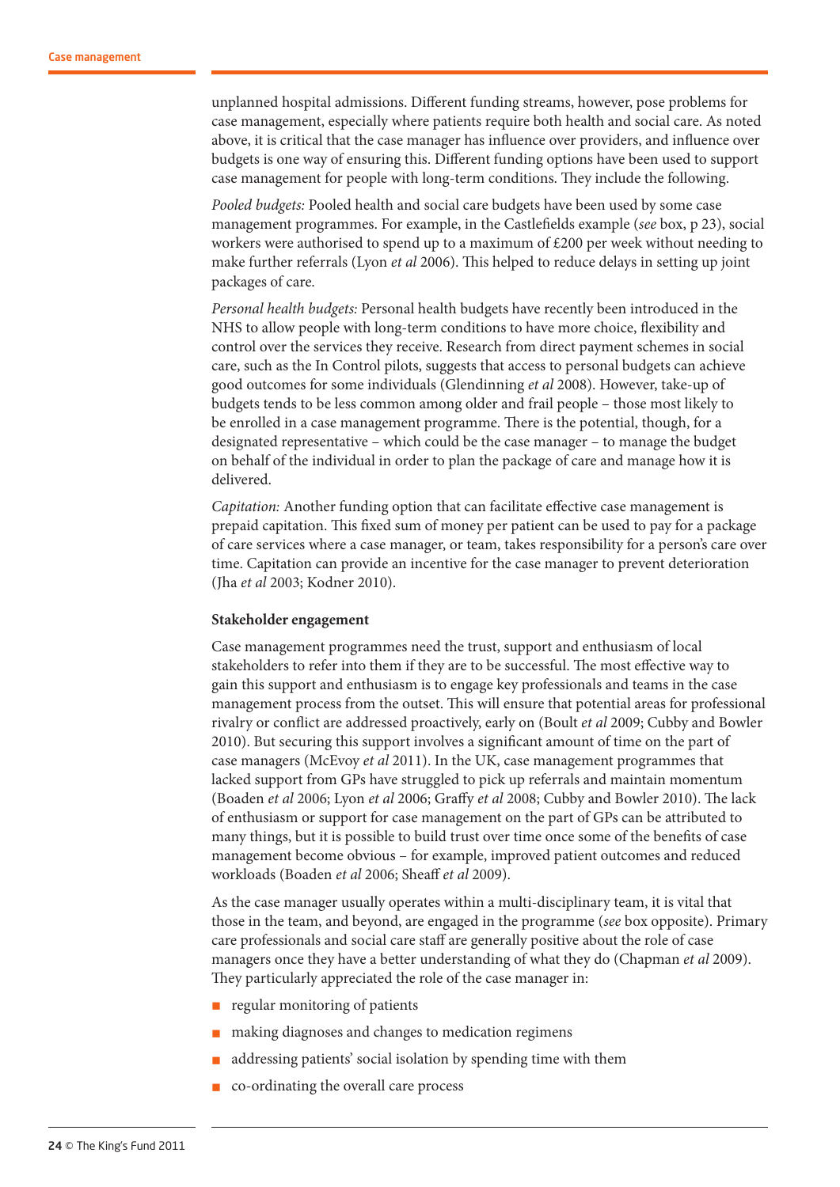unplanned hospital admissions. Different funding streams, however, pose problems for case management, especially where patients require both health and social care. As noted above, it is critical that the case manager has influence over providers, and influence over budgets is one way of ensuring this. Different funding options have been used to support case management for people with long-term conditions. They include the following.

*Pooled budgets:* Pooled health and social care budgets have been used by some case management programmes. For example, in the Castlefields example (*see* box, p 23), social workers were authorised to spend up to a maximum of £200 per week without needing to make further referrals (Lyon *et al* 2006). This helped to reduce delays in setting up joint packages of care.

*Personal health budgets:* Personal health budgets have recently been introduced in the NHS to allow people with long-term conditions to have more choice, flexibility and control over the services they receive. Research from direct payment schemes in social care, such as the In Control pilots, suggests that access to personal budgets can achieve good outcomes for some individuals (Glendinning *et al* 2008). However, take-up of budgets tends to be less common among older and frail people – those most likely to be enrolled in a case management programme. There is the potential, though, for a designated representative – which could be the case manager – to manage the budget on behalf of the individual in order to plan the package of care and manage how it is delivered.

*Capitation:* Another funding option that can facilitate effective case management is prepaid capitation. This fixed sum of money per patient can be used to pay for a package of care services where a case manager, or team, takes responsibility for a person's care over time. Capitation can provide an incentive for the case manager to prevent deterioration (Jha *et al* 2003; Kodner 2010).

**Stakeholder engagement**

Case management programmes need the trust, support and enthusiasm of local stakeholders to refer into them if they are to be successful. The most effective way to gain this support and enthusiasm is to engage key professionals and teams in the case management process from the outset. This will ensure that potential areas for professional rivalry or conflict are addressed proactively, early on (Boult *et al* 2009; Cubby and Bowler 2010). But securing this support involves a significant amount of time on the part of case managers (McEvoy *et al* 2011). In the UK, case management programmes that lacked support from GPs have struggled to pick up referrals and maintain momentum (Boaden *et al* 2006; Lyon *et al* 2006; Graffy *et al* 2008; Cubby and Bowler 2010). The lack of enthusiasm or support for case management on the part of GPs can be attributed to many things, but it is possible to build trust over time once some of the benefits of case management become obvious – for example, improved patient outcomes and reduced workloads (Boaden *et al* 2006; Sheaff *et al* 2009).

As the case manager usually operates within a multi-disciplinary team, it is vital that those in the team, and beyond, are engaged in the programme (*see* box opposite). Primary care professionals and social care staff are generally positive about the role of case managers once they have a better understanding of what they do (Chapman *et al* 2009). They particularly appreciated the role of the case manager in:

- regular monitoring of patients
- making diagnoses and changes to medication regimens
- addressing patients' social isolation by spending time with them
- co-ordinating the overall care process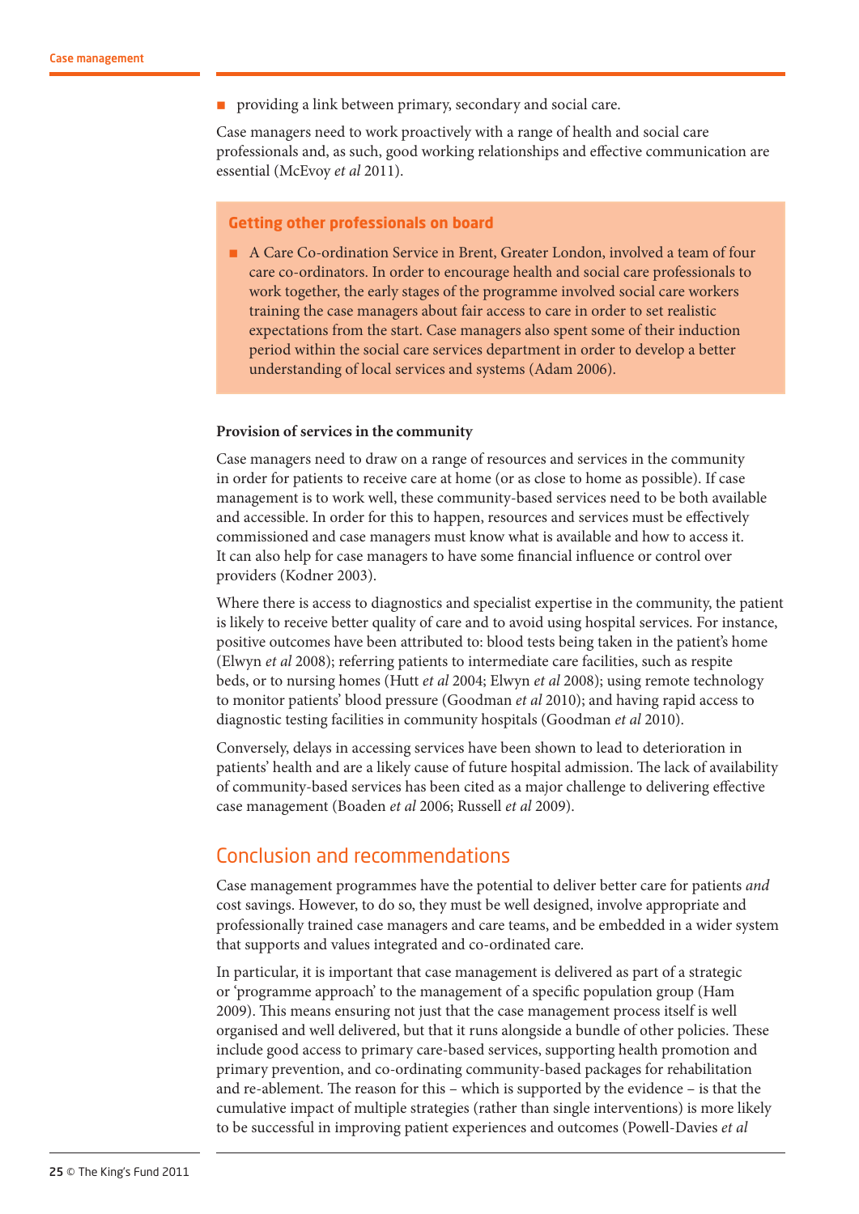- providing a link between primary, secondary and social care.

Case managers need to work proactively with a range of health and social care professionals and, as such, good working relationships and effective communication are essential (McEvoy *et al* 2011).

### Getting other professionals on board

- A Care Co-ordination Service in Brent, Greater London, involved a team of four care co-ordinators. In order to encourage health and social care professionals to work together, the early stages of the programme involved social care workers training the case managers about fair access to care in order to set realistic expectations from the start. Case managers also spent some of their induction period within the social care services department in order to develop a better understanding of local services and systems (Adam 2006).

**Provision of services in the community**

Case managers need to draw on a range of resources and services in the community in order for patients to receive care at home (or as close to home as possible). If case management is to work well, these community-based services need to be both available and accessible. In order for this to happen, resources and services must be effectively commissioned and case managers must know what is available and how to access it. It can also help for case managers to have some financial influence or control over providers (Kodner 2003).

Where there is access to diagnostics and specialist expertise in the community, the patient is likely to receive better quality of care and to avoid using hospital services. For instance, positive outcomes have been attributed to: blood tests being taken in the patient's home (Elwyn *et al* 2008); referring patients to intermediate care facilities, such as respite beds, or to nursing homes (Hutt *et al* 2004; Elwyn *et al* 2008); using remote technology to monitor patients' blood pressure (Goodman *et al* 2010); and having rapid access to diagnostic testing facilities in community hospitals (Goodman *et al* 2010).

Conversely, delays in accessing services have been shown to lead to deterioration in patients' health and are a likely cause of future hospital admission. The lack of availability of community-based services has been cited as a major challenge to delivering effective case management (Boaden *et al* 2006; Russell *et al* 2009).

## Conclusion and recommendations

Case management programmes have the potential to deliver better care for patients *and* cost savings. However, to do so, they must be well designed, involve appropriate and professionally trained case managers and care teams, and be embedded in a wider system that supports and values integrated and co-ordinated care.

In particular, it is important that case management is delivered as part of a strategic or 'programme approach' to the management of a specific population group (Ham 2009). This means ensuring not just that the case management process itself is well organised and well delivered, but that it runs alongside a bundle of other policies. These include good access to primary care-based services, supporting health promotion and primary prevention, and co-ordinating community-based packages for rehabilitation and re-ablement. The reason for this – which is supported by the evidence – is that the cumulative impact of multiple strategies (rather than single interventions) is more likely to be successful in improving patient experiences and outcomes (Powell-Davies *et al*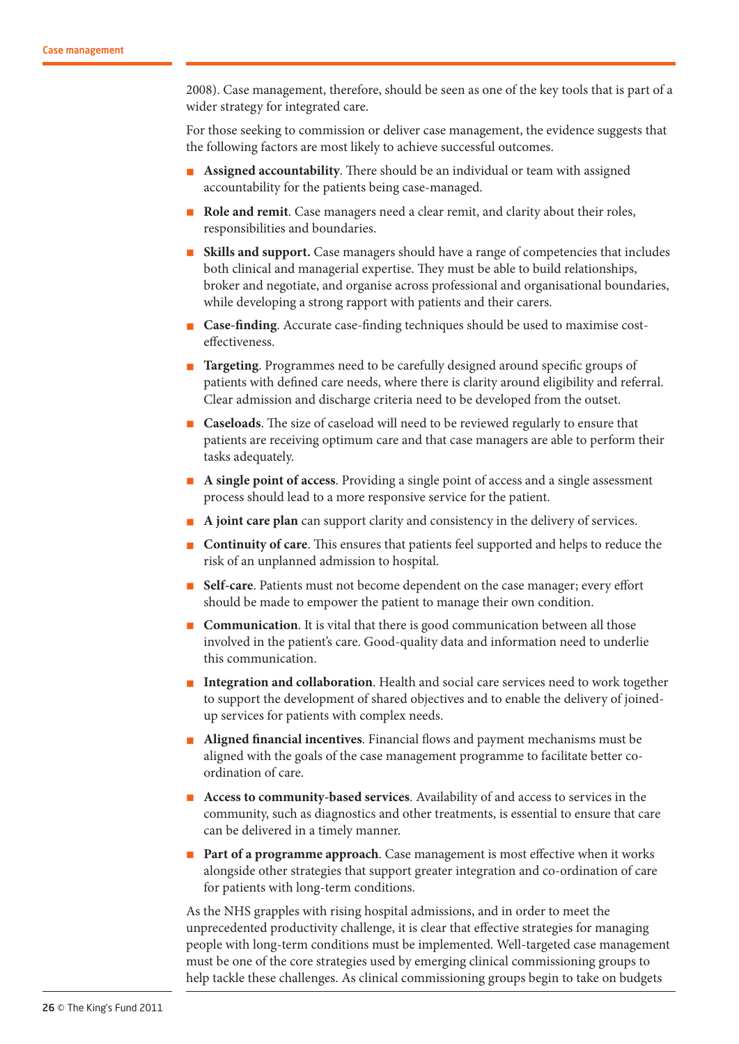2008). Case management, therefore, should be seen as one of the key tools that is part of a wider strategy for integrated care.

For those seeking to commission or deliver case management, the evidence suggests that the following factors are most likely to achieve successful outcomes.

- **Assigned accountability**. There should be an individual or team with assigned accountability for the patients being case-managed.
- **Role and remit**. Case managers need a clear remit, and clarity about their roles, responsibilities and boundaries.
- **Skills and support.** Case managers should have a range of competencies that includes both clinical and managerial expertise. They must be able to build relationships, broker and negotiate, and organise across professional and organisational boundaries, while developing a strong rapport with patients and their carers.
- **Case-finding**. Accurate case-finding techniques should be used to maximise cost-effectiveness.
- **Targeting**. Programmes need to be carefully designed around specific groups of patients with defined care needs, where there is clarity around eligibility and referral. Clear admission and discharge criteria need to be developed from the outset.
- **Caseloads**. The size of caseload will need to be reviewed regularly to ensure that patients are receiving optimum care and that case managers are able to perform their tasks adequately.
- **A single point of access**. Providing a single point of access and a single assessment process should lead to a more responsive service for the patient.
- **A joint care plan** can support clarity and consistency in the delivery of services.
- **Continuity of care**. This ensures that patients feel supported and helps to reduce the risk of an unplanned admission to hospital.
- **Self-care**. Patients must not become dependent on the case manager; every effort should be made to empower the patient to manage their own condition.
- **Communication**. It is vital that there is good communication between all those involved in the patient's care. Good-quality data and information need to underlie this communication.
- **Integration and collaboration**. Health and social care services need to work together to support the development of shared objectives and to enable the delivery of joined-up services for patients with complex needs.
- **Aligned financial incentives**. Financial flows and payment mechanisms must be aligned with the goals of the case management programme to facilitate better co-ordination of care.
- **Access to community-based services**. Availability of and access to services in the community, such as diagnostics and other treatments, is essential to ensure that care can be delivered in a timely manner.
- **Part of a programme approach**. Case management is most effective when it works alongside other strategies that support greater integration and co-ordination of care for patients with long-term conditions.

As the NHS grapples with rising hospital admissions, and in order to meet the unprecedented productivity challenge, it is clear that effective strategies for managing people with long-term conditions must be implemented. Well-targeted case management must be one of the core strategies used by emerging clinical commissioning groups to help tackle these challenges. As clinical commissioning groups begin to take on budgets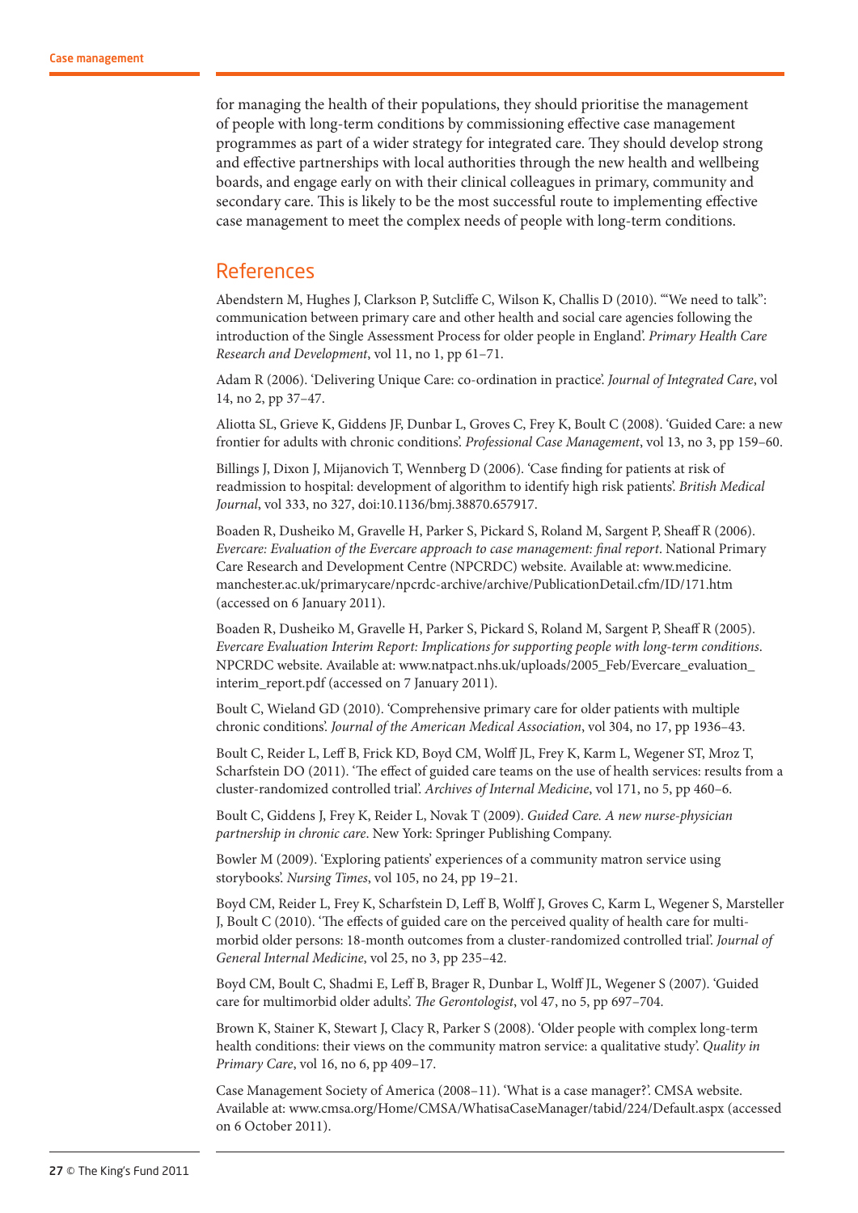for managing the health of their populations, they should prioritise the management of people with long-term conditions by commissioning effective case management programmes as part of a wider strategy for integrated care. They should develop strong and effective partnerships with local authorities through the new health and wellbeing boards, and engage early on with their clinical colleagues in primary, community and secondary care. This is likely to be the most successful route to implementing effective case management to meet the complex needs of people with long-term conditions.

## References

Abendstern M, Hughes J, Clarkson P, Sutcliffe C, Wilson K, Challis D (2010). '"We need to talk": communication between primary care and other health and social care agencies following the introduction of the Single Assessment Process for older people in England'. *Primary Health Care Research and Development*, vol 11, no 1, pp 61–71.

Adam R (2006). 'Delivering Unique Care: co-ordination in practice'. *Journal of Integrated Care*, vol 14, no 2, pp 37–47.

Aliotta SL, Grieve K, Giddens JF, Dunbar L, Groves C, Frey K, Boult C (2008). 'Guided Care: a new frontier for adults with chronic conditions'. *Professional Case Management*, vol 13, no 3, pp 159–60.

Billings J, Dixon J, Mijanovich T, Wennberg D (2006). 'Case finding for patients at risk of readmission to hospital: development of algorithm to identify high risk patients'. *British Medical Journal*, vol 333, no 327, doi:10.1136/bmj.38870.657917.

Boaden R, Dusheiko M, Gravelle H, Parker S, Pickard S, Roland M, Sargent P, Sheaff R (2006). *Evercare: Evaluation of the Evercare approach to case management: final report*. National Primary Care Research and Development Centre (NPCRDC) website. Available at: www.medicine.manchester.ac.uk/primarycare/npcrdc-archive/archive/PublicationDetail.cfm/ID/171.htm (accessed on 6 January 2011).

Boaden R, Dusheiko M, Gravelle H, Parker S, Pickard S, Roland M, Sargent P, Sheaff R (2005). *Evercare Evaluation Interim Report: Implications for supporting people with long-term conditions*. NPCRDC website. Available at: www.natpact.nhs.uk/uploads/2005_Feb/Evercare_evaluation_interim_report.pdf (accessed on 7 January 2011).

Boult C, Wieland GD (2010). 'Comprehensive primary care for older patients with multiple chronic conditions'. *Journal of the American Medical Association*, vol 304, no 17, pp 1936–43.

Boult C, Reider L, Leff B, Frick KD, Boyd CM, Wolff JL, Frey K, Karm L, Wegener ST, Mroz T, Scharfstein DO (2011). 'The effect of guided care teams on the use of health services: results from a cluster-randomized controlled trial'. *Archives of Internal Medicine*, vol 171, no 5, pp 460–6.

Boult C, Giddens J, Frey K, Reider L, Novak T (2009). *Guided Care. A new nurse-physician partnership in chronic care*. New York: Springer Publishing Company.

Bowler M (2009). 'Exploring patients' experiences of a community matron service using storybooks'. *Nursing Times*, vol 105, no 24, pp 19–21.

Boyd CM, Reider L, Frey K, Scharfstein D, Leff B, Wolff J, Groves C, Karm L, Wegener S, Marsteller J, Boult C (2010). 'The effects of guided care on the perceived quality of health care for multi-morbid older persons: 18-month outcomes from a cluster-randomized controlled trial'. *Journal of General Internal Medicine*, vol 25, no 3, pp 235–42.

Boyd CM, Boult C, Shadmi E, Leff B, Brager R, Dunbar L, Wolff JL, Wegener S (2007). 'Guided care for multimorbid older adults'. *The Gerontologist*, vol 47, no 5, pp 697–704.

Brown K, Stainer K, Stewart J, Clacy R, Parker S (2008). 'Older people with complex long-term health conditions: their views on the community matron service: a qualitative study'. *Quality in Primary Care*, vol 16, no 6, pp 409–17.

Case Management Society of America (2008–11). 'What is a case manager?'. CMSA website. Available at: www.cmsa.org/Home/CMSA/WhatisaCaseManager/tabid/224/Default.aspx (accessed on 6 October 2011).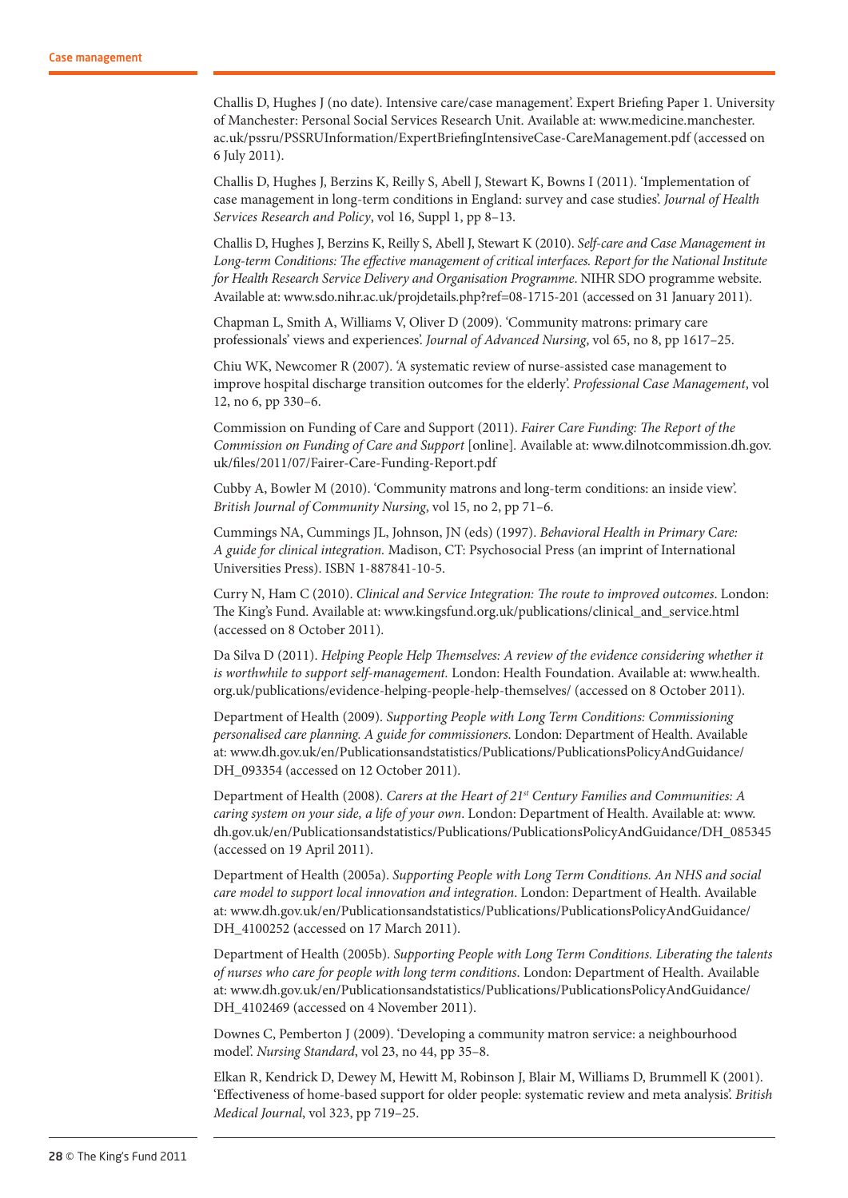Challis D, Hughes J (no date). Intensive care/case management'. Expert Briefing Paper 1. University of Manchester: Personal Social Services Research Unit. Available at: www.medicine.manchester.ac.uk/pssru/PSSRUInformation/ExpertBriefingIntensiveCase-CareManagement.pdf (accessed on 6 July 2011).

Challis D, Hughes J, Berzins K, Reilly S, Abell J, Stewart K, Bowns I (2011). 'Implementation of case management in long-term conditions in England: survey and case studies'. *Journal of Health Services Research and Policy*, vol 16, Suppl 1, pp 8–13.

Challis D, Hughes J, Berzins K, Reilly S, Abell J, Stewart K (2010). *Self-care and Case Management in Long-term Conditions: The effective management of critical interfaces. Report for the National Institute for Health Research Service Delivery and Organisation Programme*. NIHR SDO programme website. Available at: www.sdo.nihr.ac.uk/projdetails.php?ref=08-1715-201 (accessed on 31 January 2011).

Chapman L, Smith A, Williams V, Oliver D (2009). 'Community matrons: primary care professionals' views and experiences'. *Journal of Advanced Nursing*, vol 65, no 8, pp 1617–25.

Chiu WK, Newcomer R (2007). 'A systematic review of nurse-assisted case management to improve hospital discharge transition outcomes for the elderly'. *Professional Case Management*, vol 12, no 6, pp 330–6.

Commission on Funding of Care and Support (2011). *Fairer Care Funding: The Report of the Commission on Funding of Care and Support* [online]. Available at: www.dilnotcommission.dh.gov.uk/files/2011/07/Fairer-Care-Funding-Report.pdf

Cubby A, Bowler M (2010). 'Community matrons and long-term conditions: an inside view'. *British Journal of Community Nursing*, vol 15, no 2, pp 71–6.

Cummings NA, Cummings JL, Johnson, JN (eds) (1997). *Behavioral Health in Primary Care: A guide for clinical integration.* Madison, CT: Psychosocial Press (an imprint of International Universities Press). ISBN 1-887841-10-5.

Curry N, Ham C (2010). *Clinical and Service Integration: The route to improved outcomes*. London: The King's Fund. Available at: www.kingsfund.org.uk/publications/clinical_and_service.html (accessed on 8 October 2011).

Da Silva D (2011). *Helping People Help Themselves: A review of the evidence considering whether it is worthwhile to support self-management.* London: Health Foundation. Available at: www.health.org.uk/publications/evidence-helping-people-help-themselves/ (accessed on 8 October 2011).

Department of Health (2009). *Supporting People with Long Term Conditions: Commissioning personalised care planning. A guide for commissioners.* London: Department of Health. Available at: www.dh.gov.uk/en/Publicationsandstatistics/Publications/PublicationsPolicyAndGuidance/DH_093354 (accessed on 12 October 2011).

Department of Health (2008). *Carers at the Heart of 21st Century Families and Communities: A caring system on your side, a life of your own*. London: Department of Health. Available at: www.dh.gov.uk/en/Publicationsandstatistics/Publications/PublicationsPolicyAndGuidance/DH_085345 (accessed on 19 April 2011).

Department of Health (2005a). *Supporting People with Long Term Conditions. An NHS and social care model to support local innovation and integration*. London: Department of Health. Available at: www.dh.gov.uk/en/Publicationsandstatistics/Publications/PublicationsPolicyAndGuidance/DH_4100252 (accessed on 17 March 2011).

Department of Health (2005b). *Supporting People with Long Term Conditions. Liberating the talents of nurses who care for people with long term conditions*. London: Department of Health. Available at: www.dh.gov.uk/en/Publicationsandstatistics/Publications/PublicationsPolicyAndGuidance/DH_4102469 (accessed on 4 November 2011).

Downes C, Pemberton J (2009). 'Developing a community matron service: a neighbourhood model'. *Nursing Standard*, vol 23, no 44, pp 35–8.

Elkan R, Kendrick D, Dewey M, Hewitt M, Robinson J, Blair M, Williams D, Brummell K (2001). 'Effectiveness of home-based support for older people: systematic review and meta analysis'. *British Medical Journal*, vol 323, pp 719–25.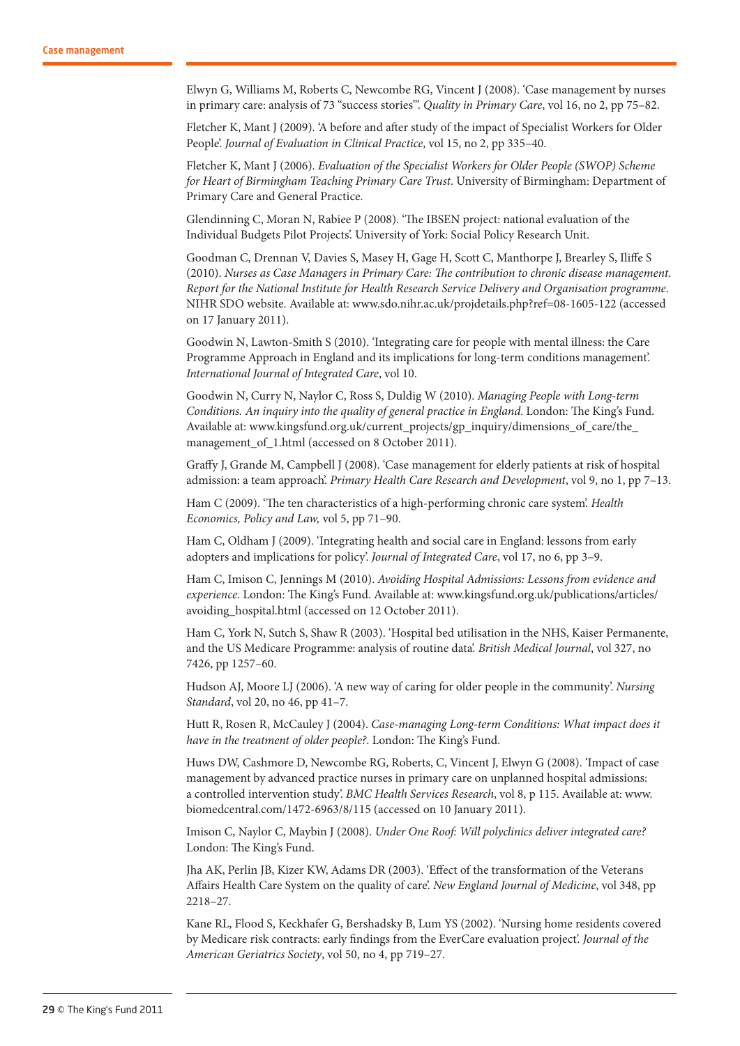Elwyn G, Williams M, Roberts C, Newcombe RG, Vincent J (2008). 'Case management by nurses in primary care: analysis of 73 "success stories"'. *Quality in Primary Care*, vol 16, no 2, pp 75–82.

Fletcher K, Mant J (2009). 'A before and after study of the impact of Specialist Workers for Older People'. *Journal of Evaluation in Clinical Practice*, vol 15, no 2, pp 335–40.

Fletcher K, Mant J (2006). *Evaluation of the Specialist Workers for Older People (SWOP) Scheme for Heart of Birmingham Teaching Primary Care Trust*. University of Birmingham: Department of Primary Care and General Practice.

Glendinning C, Moran N, Rabiee P (2008). 'The IBSEN project: national evaluation of the Individual Budgets Pilot Projects'. University of York: Social Policy Research Unit.

Goodman C, Drennan V, Davies S, Masey H, Gage H, Scott C, Manthorpe J, Brearley S, Iliffe S (2010). *Nurses as Case Managers in Primary Care: The contribution to chronic disease management. Report for the National Institute for Health Research Service Delivery and Organisation programme*. NIHR SDO website. Available at: www.sdo.nihr.ac.uk/projdetails.php?ref=08-1605-122 (accessed on 17 January 2011).

Goodwin N, Lawton-Smith S (2010). 'Integrating care for people with mental illness: the Care Programme Approach in England and its implications for long-term conditions management'. *International Journal of Integrated Care*, vol 10.

Goodwin N, Curry N, Naylor C, Ross S, Duldig W (2010). *Managing People with Long-term Conditions. An inquiry into the quality of general practice in England*. London: The King's Fund. Available at: www.kingsfund.org.uk/current_projects/gp_inquiry/dimensions_of_care/the_management_of_1.html (accessed on 8 October 2011).

Graffy J, Grande M, Campbell J (2008). 'Case management for elderly patients at risk of hospital admission: a team approach'. *Primary Health Care Research and Development*, vol 9, no 1, pp 7–13.

Ham C (2009). 'The ten characteristics of a high-performing chronic care system'. *Health Economics, Policy and Law,* vol 5, pp 71–90.

Ham C, Oldham J (2009). 'Integrating health and social care in England: lessons from early adopters and implications for policy'. *Journal of Integrated Care*, vol 17, no 6, pp 3–9.

Ham C, Imison C, Jennings M (2010). *Avoiding Hospital Admissions: Lessons from evidence and experience*. London: The King's Fund. Available at: www.kingsfund.org.uk/publications/articles/avoiding_hospital.html (accessed on 12 October 2011).

Ham C, York N, Sutch S, Shaw R (2003). 'Hospital bed utilisation in the NHS, Kaiser Permanente, and the US Medicare Programme: analysis of routine data'. *British Medical Journal*, vol 327, no 7426, pp 1257–60.

Hudson AJ, Moore LJ (2006). 'A new way of caring for older people in the community'. *Nursing Standard*, vol 20, no 46, pp 41–7.

Hutt R, Rosen R, McCauley J (2004). *Case-managing Long-term Conditions: What impact does it have in the treatment of older people?*. London: The King's Fund.

Huws DW, Cashmore D, Newcombe RG, Roberts, C, Vincent J, Elwyn G (2008). 'Impact of case management by advanced practice nurses in primary care on unplanned hospital admissions: a controlled intervention study'. *BMC Health Services Research*, vol 8, p 115. Available at: www.biomedcentral.com/1472-6963/8/115 (accessed on 10 January 2011).

Imison C, Naylor C, Maybin J (2008). *Under One Roof: Will polyclinics deliver integrated care?* London: The King's Fund.

Jha AK, Perlin JB, Kizer KW, Adams DR (2003). 'Effect of the transformation of the Veterans Affairs Health Care System on the quality of care'. *New England Journal of Medicine*, vol 348, pp 2218–27.

Kane RL, Flood S, Keckhafer G, Bershadsky B, Lum YS (2002). 'Nursing home residents covered by Medicare risk contracts: early findings from the EverCare evaluation project'. *Journal of the American Geriatrics Society*, vol 50, no 4, pp 719–27.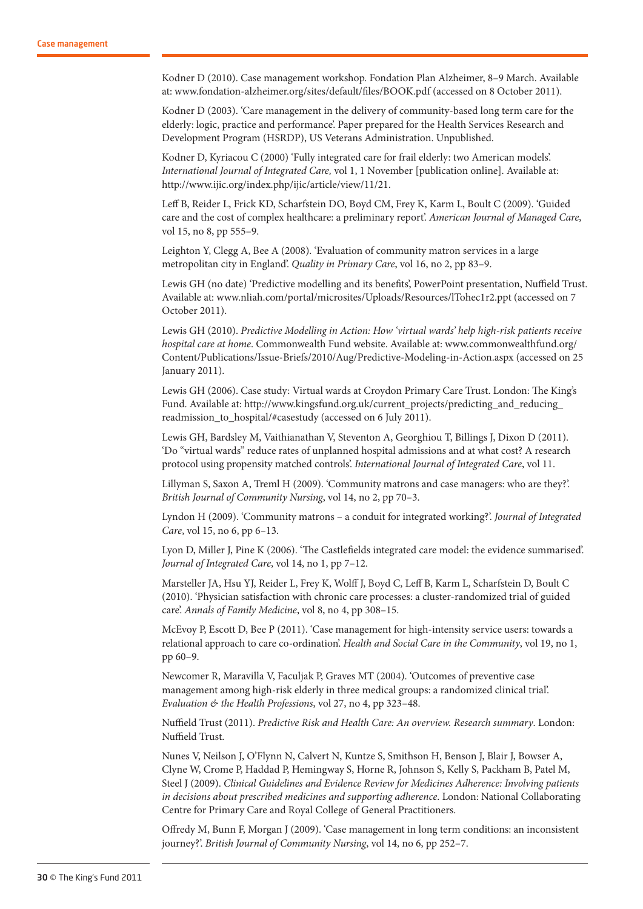Kodner D (2010). Case management workshop. Fondation Plan Alzheimer, 8–9 March. Available at: www.fondation-alzheimer.org/sites/default/files/BOOK.pdf (accessed on 8 October 2011).

Kodner D (2003). 'Care management in the delivery of community-based long term care for the elderly: logic, practice and performance'. Paper prepared for the Health Services Research and Development Program (HSRDP), US Veterans Administration. Unpublished.

Kodner D, Kyriacou C (2000) 'Fully integrated care for frail elderly: two American models'. *International Journal of Integrated Care,* vol 1, 1 November [publication online]. Available at: http://www.ijic.org/index.php/ijic/article/view/11/21.

Leff B, Reider L, Frick KD, Scharfstein DO, Boyd CM, Frey K, Karm L, Boult C (2009). 'Guided care and the cost of complex healthcare: a preliminary report'. *American Journal of Managed Care*, vol 15, no 8, pp 555–9.

Leighton Y, Clegg A, Bee A (2008). 'Evaluation of community matron services in a large metropolitan city in England'. *Quality in Primary Care*, vol 16, no 2, pp 83–9.

Lewis GH (no date) 'Predictive modelling and its benefits', PowerPoint presentation, Nuffield Trust. Available at: www.nliah.com/portal/microsites/Uploads/Resources/lTohec1r2.ppt (accessed on 7 October 2011).

Lewis GH (2010). *Predictive Modelling in Action: How 'virtual wards' help high-risk patients receive hospital care at home*. Commonwealth Fund website. Available at: www.commonwealthfund.org/Content/Publications/Issue-Briefs/2010/Aug/Predictive-Modeling-in-Action.aspx (accessed on 25 January 2011).

Lewis GH (2006). Case study: Virtual wards at Croydon Primary Care Trust. London: The King's Fund. Available at: http://www.kingsfund.org.uk/current_projects/predicting_and_reducing_readmission_to_hospital/#casestudy (accessed on 6 July 2011).

Lewis GH, Bardsley M, Vaithianathan V, Steventon A, Georghiou T, Billings J, Dixon D (2011). 'Do "virtual wards" reduce rates of unplanned hospital admissions and at what cost? A research protocol using propensity matched controls'. *International Journal of Integrated Care*, vol 11.

Lillyman S, Saxon A, Treml H (2009). 'Community matrons and case managers: who are they?'. *British Journal of Community Nursing*, vol 14, no 2, pp 70–3.

Lyndon H (2009). 'Community matrons – a conduit for integrated working?'. *Journal of Integrated Care*, vol 15, no 6, pp 6–13.

Lyon D, Miller J, Pine K (2006). 'The Castlefields integrated care model: the evidence summarised'. *Journal of Integrated Care*, vol 14, no 1, pp 7–12.

Marsteller JA, Hsu YJ, Reider L, Frey K, Wolff J, Boyd C, Leff B, Karm L, Scharfstein D, Boult C (2010). 'Physician satisfaction with chronic care processes: a cluster-randomized trial of guided care'. *Annals of Family Medicine*, vol 8, no 4, pp 308–15.

McEvoy P, Escott D, Bee P (2011). 'Case management for high-intensity service users: towards a relational approach to care co-ordination'. *Health and Social Care in the Community*, vol 19, no 1, pp 60–9.

Newcomer R, Maravilla V, Faculjak P, Graves MT (2004). 'Outcomes of preventive case management among high-risk elderly in three medical groups: a randomized clinical trial'. *Evaluation & the Health Professions*, vol 27, no 4, pp 323–48.

Nuffield Trust (2011). *Predictive Risk and Health Care: An overview. Research summary*. London: Nuffield Trust.

Nunes V, Neilson J, O'Flynn N, Calvert N, Kuntze S, Smithson H, Benson J, Blair J, Bowser A, Clyne W, Crome P, Haddad P, Hemingway S, Horne R, Johnson S, Kelly S, Packham B, Patel M, Steel J (2009). *Clinical Guidelines and Evidence Review for Medicines Adherence: Involving patients in decisions about prescribed medicines and supporting adherence*. London: National Collaborating Centre for Primary Care and Royal College of General Practitioners.

Offredy M, Bunn F, Morgan J (2009). 'Case management in long term conditions: an inconsistent journey?'. *British Journal of Community Nursing*, vol 14, no 6, pp 252–7.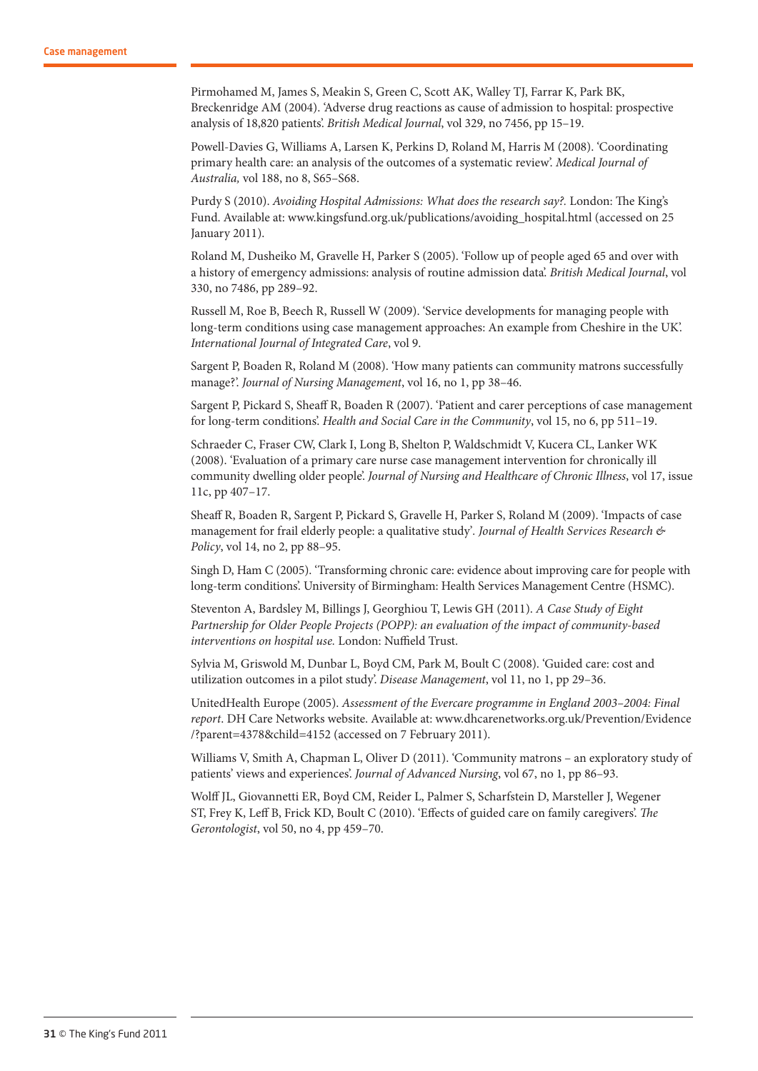Pirmohamed M, James S, Meakin S, Green C, Scott AK, Walley TJ, Farrar K, Park BK, Breckenridge AM (2004). 'Adverse drug reactions as cause of admission to hospital: prospective analysis of 18,820 patients'. *British Medical Journal*, vol 329, no 7456, pp 15–19.

Powell-Davies G, Williams A, Larsen K, Perkins D, Roland M, Harris M (2008). 'Coordinating primary health care: an analysis of the outcomes of a systematic review'. *Medical Journal of Australia,* vol 188, no 8, S65–S68.

Purdy S (2010). *Avoiding Hospital Admissions: What does the research say?.* London: The King's Fund. Available at: www.kingsfund.org.uk/publications/avoiding_hospital.html (accessed on 25 January 2011).

Roland M, Dusheiko M, Gravelle H, Parker S (2005). 'Follow up of people aged 65 and over with a history of emergency admissions: analysis of routine admission data'. *British Medical Journal*, vol 330, no 7486, pp 289–92.

Russell M, Roe B, Beech R, Russell W (2009). 'Service developments for managing people with long-term conditions using case management approaches: An example from Cheshire in the UK'. *International Journal of Integrated Care*, vol 9.

Sargent P, Boaden R, Roland M (2008). 'How many patients can community matrons successfully manage?'. *Journal of Nursing Management*, vol 16, no 1, pp 38–46.

Sargent P, Pickard S, Sheaff R, Boaden R (2007). 'Patient and carer perceptions of case management for long-term conditions'. *Health and Social Care in the Community*, vol 15, no 6, pp 511–19.

Schraeder C, Fraser CW, Clark I, Long B, Shelton P, Waldschmidt V, Kucera CL, Lanker WK (2008). 'Evaluation of a primary care nurse case management intervention for chronically ill community dwelling older people'. *Journal of Nursing and Healthcare of Chronic Illness*, vol 17, issue 11c, pp 407–17.

Sheaff R, Boaden R, Sargent P, Pickard S, Gravelle H, Parker S, Roland M (2009). 'Impacts of case management for frail elderly people: a qualitative study'. *Journal of Health Services Research & Policy*, vol 14, no 2, pp 88–95.

Singh D, Ham C (2005). 'Transforming chronic care: evidence about improving care for people with long-term conditions'. University of Birmingham: Health Services Management Centre (HSMC).

Steventon A, Bardsley M, Billings J, Georghiou T, Lewis GH (2011). *A Case Study of Eight Partnership for Older People Projects (POPP): an evaluation of the impact of community-based interventions on hospital use.* London: Nuffield Trust.

Sylvia M, Griswold M, Dunbar L, Boyd CM, Park M, Boult C (2008). 'Guided care: cost and utilization outcomes in a pilot study'. *Disease Management*, vol 11, no 1, pp 29–36.

UnitedHealth Europe (2005). *Assessment of the Evercare programme in England 2003–2004: Final report*. DH Care Networks website. Available at: www.dhcarenetworks.org.uk/Prevention/Evidence/?parent=4378&child=4152 (accessed on 7 February 2011).

Williams V, Smith A, Chapman L, Oliver D (2011). 'Community matrons – an exploratory study of patients' views and experiences'. *Journal of Advanced Nursing*, vol 67, no 1, pp 86–93.

Wolff JL, Giovannetti ER, Boyd CM, Reider L, Palmer S, Scharfstein D, Marsteller J, Wegener ST, Frey K, Leff B, Frick KD, Boult C (2010). 'Effects of guided care on family caregivers'. *The Gerontologist*, vol 50, no 4, pp 459–70.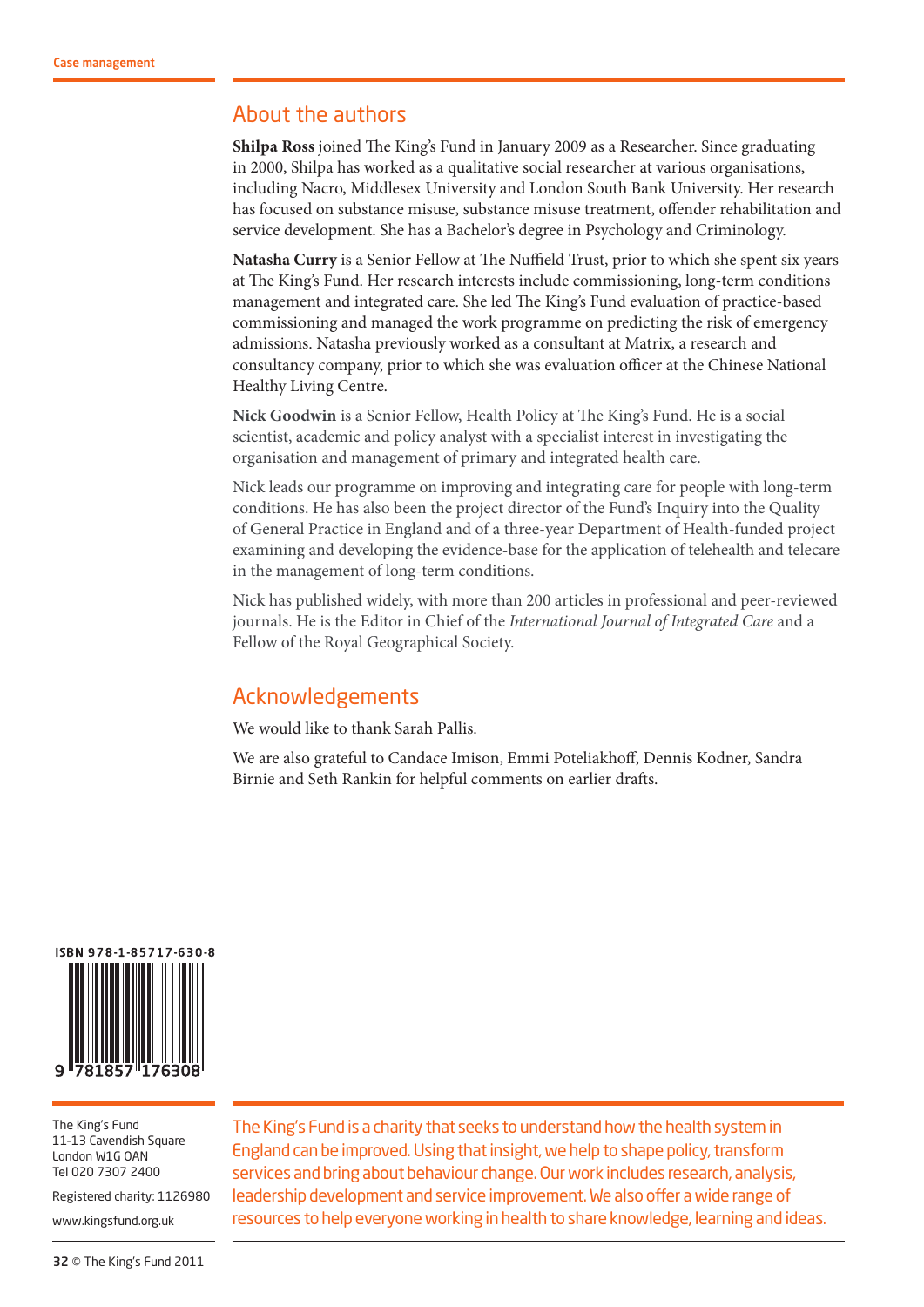## About the authors

**Shilpa Ross** joined The King's Fund in January 2009 as a Researcher. Since graduating in 2000, Shilpa has worked as a qualitative social researcher at various organisations, including Nacro, Middlesex University and London South Bank University. Her research has focused on substance misuse, substance misuse treatment, offender rehabilitation and service development. She has a Bachelor's degree in Psychology and Criminology.

**Natasha Curry** is a Senior Fellow at The Nuffield Trust, prior to which she spent six years at The King's Fund. Her research interests include commissioning, long-term conditions management and integrated care. She led The King's Fund evaluation of practice-based commissioning and managed the work programme on predicting the risk of emergency admissions. Natasha previously worked as a consultant at Matrix, a research and consultancy company, prior to which she was evaluation officer at the Chinese National Healthy Living Centre.

**Nick Goodwin** is a Senior Fellow, Health Policy at The King's Fund. He is a social scientist, academic and policy analyst with a specialist interest in investigating the organisation and management of primary and integrated health care.

Nick leads our programme on improving and integrating care for people with long-term conditions. He has also been the project director of the Fund's Inquiry into the Quality of General Practice in England and of a three-year Department of Health-funded project examining and developing the evidence-base for the application of telehealth and telecare in the management of long-term conditions.

Nick has published widely, with more than 200 articles in professional and peer-reviewed journals. He is the Editor in Chief of the *International Journal of Integrated Care* and a Fellow of the Royal Geographical Society.

## Acknowledgements

We would like to thank Sarah Pallis.

We are also grateful to Candace Imison, Emmi Poteliakhoff, Dennis Kodner, Sandra Birnie and Seth Rankin for helpful comments on earlier drafts.

ISBN 978-1-85717-630-8

9 781857 176308

The King's Fund
11–13 Cavendish Square
London W1G 0AN
Tel 020 7307 2400

Registered charity: 1126980

www.kingsfund.org.uk

The King's Fund is a charity that seeks to understand how the health system in England can be improved. Using that insight, we help to shape policy, transform services and bring about behaviour change. Our work includes research, analysis, leadership development and service improvement. We also offer a wide range of resources to help everyone working in health to share knowledge, learning and ideas.

© The King's Fund 2011